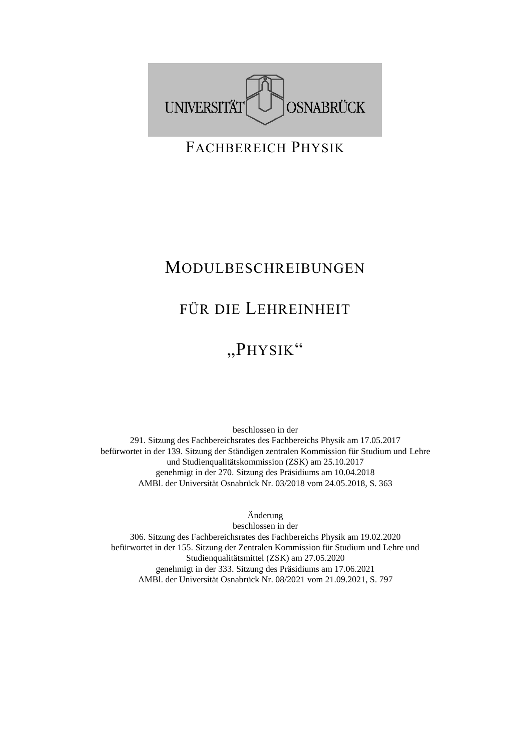UNIVERSITÄT OSNABRÜCK

FACHBEREICH PHYSIK

# MODULBESCHREIBUNGEN

# FÜR DIE LEHREINHEIT

# „PHYSIK“

beschlossen in der
291. Sitzung des Fachbereichsrates des Fachbereichs Physik am 17.05.2017
befürwortet in der 139. Sitzung der Ständigen zentralen Kommission für Studium und Lehre und Studienqualitätskommission (ZSK) am 25.10.2017
genehmigt in der 270. Sitzung des Präsidiums am 10.04.2018
AMBl. der Universität Osnabrück Nr. 03/2018 vom 24.05.2018, S. 363

Änderung
beschlossen in der
306. Sitzung des Fachbereichsrates des Fachbereichs Physik am 19.02.2020
befürwortet in der 155. Sitzung der Zentralen Kommission für Studium und Lehre und Studienqualitätsmittel (ZSK) am 27.05.2020
genehmigt in der 333. Sitzung des Präsidiums am 17.06.2021
AMBl. der Universität Osnabrück Nr. 08/2021 vom 21.09.2021, S. 797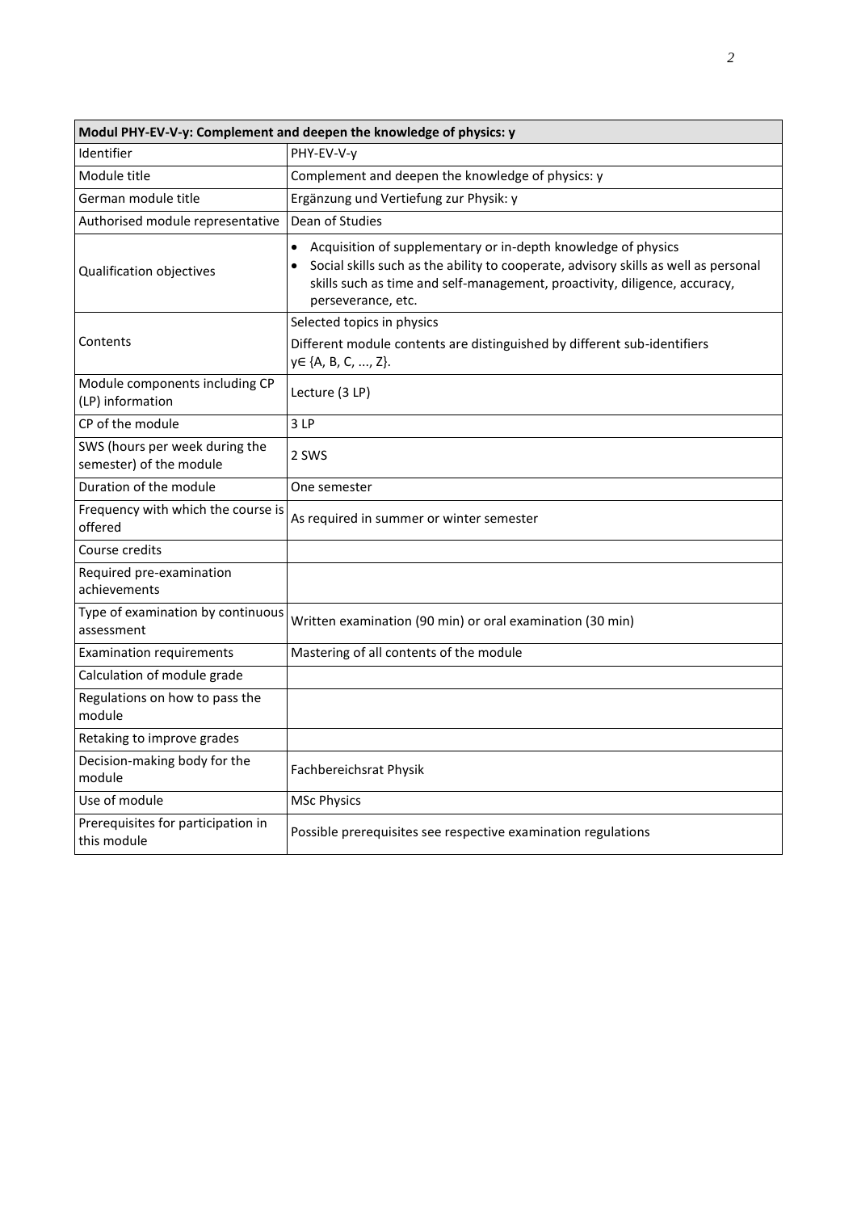| Modul PHY-EV-V-y: Complement and deepen the knowledge of physics: y | |
|---|---|
| Identifier | PHY-EV-V-y |
| Module title | Complement and deepen the knowledge of physics: y |
| German module title | Ergänzung und Vertiefung zur Physik: y |
| Authorised module representative | Dean of Studies |
| Qualification objectives | • Acquisition of supplementary or in-depth knowledge of physics<br>• Social skills such as the ability to cooperate, advisory skills as well as personal skills such as time and self-management, proactivity, diligence, accuracy, perseverance, etc. |
| Contents | Selected topics in physics<br>Different module contents are distinguished by different sub-identifiers $y \in \{A, B, C, ..., Z\}$. |
| Module components including CP (LP) information | Lecture (3 LP) |
| CP of the module | 3 LP |
| SWS (hours per week during the semester) of the module | 2 SWS |
| Duration of the module | One semester |
| Frequency with which the course is offered | As required in summer or winter semester |
| Course credits | |
| Required pre-examination achievements | |
| Type of examination by continuous assessment | Written examination (90 min) or oral examination (30 min) |
| Examination requirements | Mastering of all contents of the module |
| Calculation of module grade | |
| Regulations on how to pass the module | |
| Retaking to improve grades | |
| Decision-making body for the module | Fachbereichsrat Physik |
| Use of module | MSc Physics |
| Prerequisites for participation in this module | Possible prerequisites see respective examination regulations |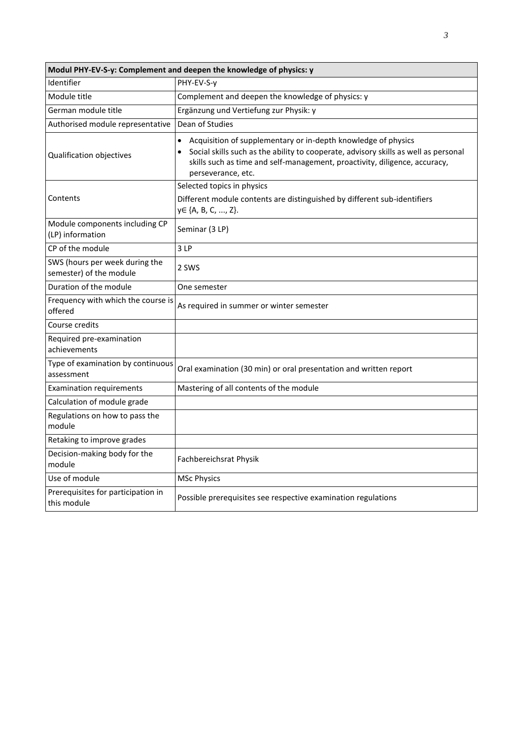| Modul PHY-EV-S-y: Complement and deepen the knowledge of physics: y | |
|---|---|
| Identifier | PHY-EV-S-y |
| Module title | Complement and deepen the knowledge of physics: y |
| German module title | Ergänzung und Vertiefung zur Physik: y |
| Authorised module representative | Dean of Studies |
| Qualification objectives | • Acquisition of supplementary or in-depth knowledge of physics<br>• Social skills such as the ability to cooperate, advisory skills as well as personal skills such as time and self-management, proactivity, diligence, accuracy, perseverance, etc. |
| Contents | Selected topics in physics<br>Different module contents are distinguished by different sub-identifiers y∈ {A, B, C, ..., Z}. |
| Module components including CP (LP) information | Seminar (3 LP) |
| CP of the module | 3 LP |
| SWS (hours per week during the semester) of the module | 2 SWS |
| Duration of the module | One semester |
| Frequency with which the course is offered | As required in summer or winter semester |
| Course credits | |
| Required pre-examination achievements | |
| Type of examination by continuous assessment | Oral examination (30 min) or oral presentation and written report |
| Examination requirements | Mastering of all contents of the module |
| Calculation of module grade | |
| Regulations on how to pass the module | |
| Retaking to improve grades | |
| Decision-making body for the module | Fachbereichsrat Physik |
| Use of module | MSc Physics |
| Prerequisites for participation in this module | Possible prerequisites see respective examination regulations |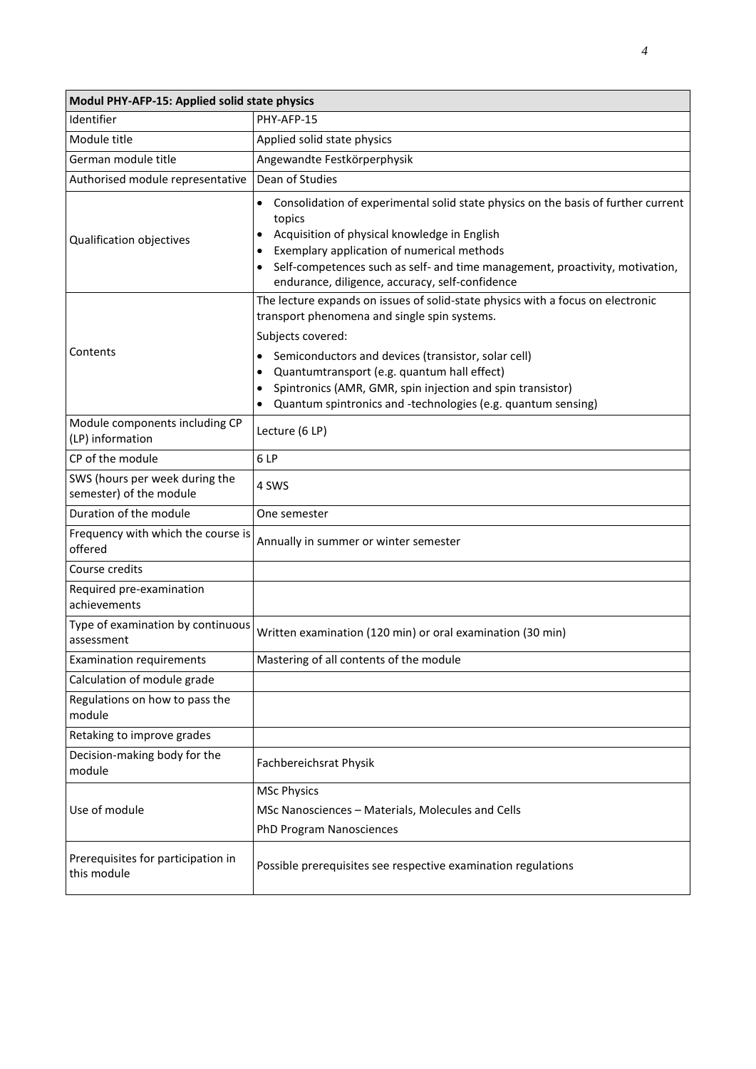| Modul PHY-AFP-15: Applied solid state physics | |
|---|---|
| Identifier | PHY-AFP-15 |
| Module title | Applied solid state physics |
| German module title | Angewandte Festkörperphysik |
| Authorised module representative | Dean of Studies |
| Qualification objectives | • Consolidation of experimental solid state physics on the basis of further current topics<br>• Acquisition of physical knowledge in English<br>• Exemplary application of numerical methods<br>• Self-competences such as self- and time management, proactivity, motivation, endurance, diligence, accuracy, self-confidence |
| Contents | The lecture expands on issues of solid-state physics with a focus on electronic transport phenomena and single spin systems.<br>Subjects covered:<br>• Semiconductors and devices (transistor, solar cell)<br>• Quantumtransport (e.g. quantum hall effect)<br>• Spintronics (AMR, GMR, spin injection and spin transistor)<br>• Quantum spintronics and -technologies (e.g. quantum sensing) |
| Module components including CP (LP) information | Lecture (6 LP) |
| CP of the module | 6 LP |
| SWS (hours per week during the semester) of the module | 4 SWS |
| Duration of the module | One semester |
| Frequency with which the course is offered | Annually in summer or winter semester |
| Course credits | |
| Required pre-examination achievements | |
| Type of examination by continuous assessment | Written examination (120 min) or oral examination (30 min) |
| Examination requirements | Mastering of all contents of the module |
| Calculation of module grade | |
| Regulations on how to pass the module | |
| Retaking to improve grades | |
| Decision-making body for the module | Fachbereichsrat Physik |
| Use of module | MSc Physics<br>MSc Nanosciences – Materials, Molecules and Cells<br>PhD Program Nanosciences |
| Prerequisites for participation in this module | Possible prerequisites see respective examination regulations |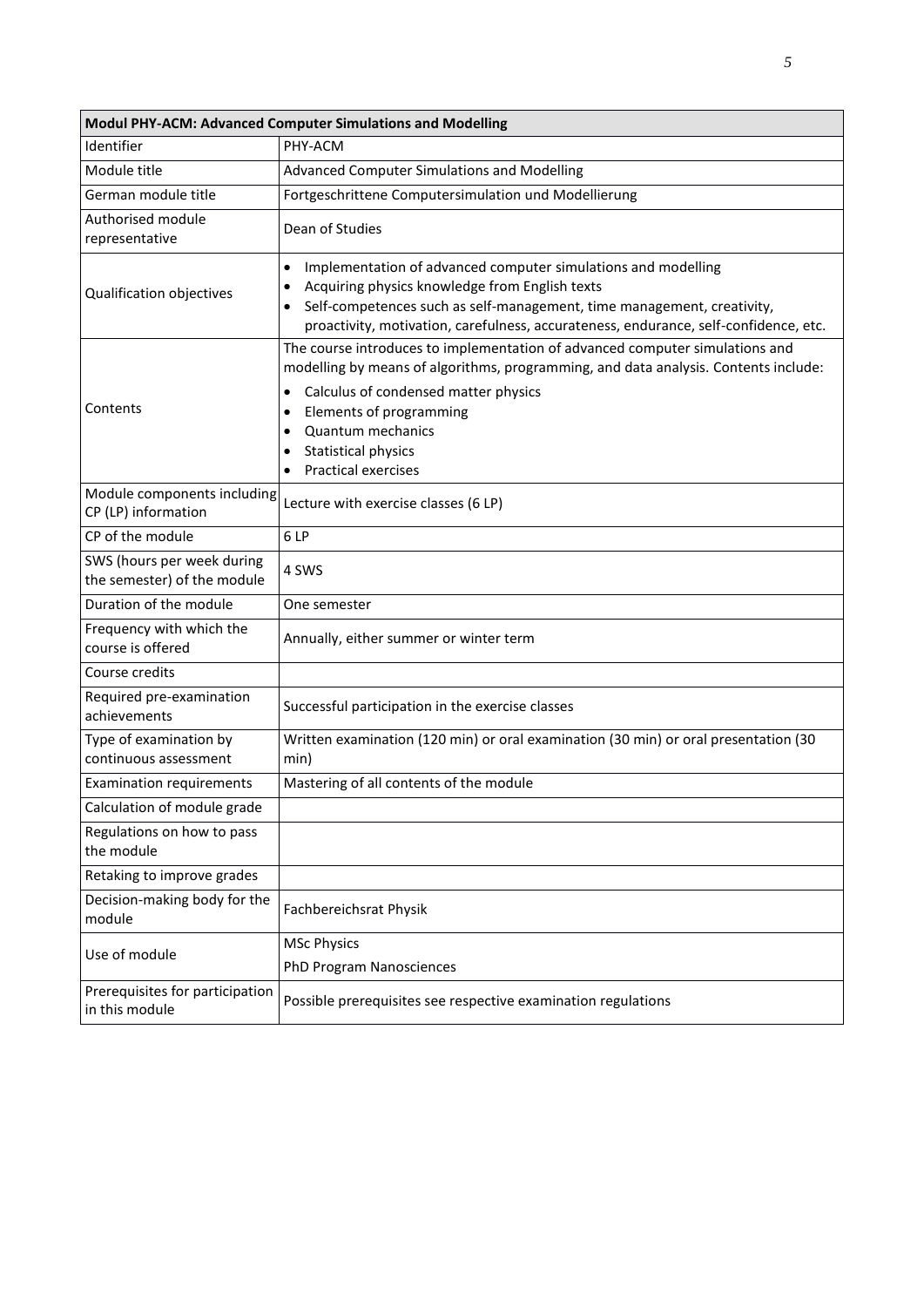| Modul PHY-ACM: Advanced Computer Simulations and Modelling | |
|---|---|
| Identifier | PHY-ACM |
| Module title | Advanced Computer Simulations and Modelling |
| German module title | Fortgeschrittene Computersimulation und Modellierung |
| Authorised module representative | Dean of Studies |
| Qualification objectives | • Implementation of advanced computer simulations and modelling<br>• Acquiring physics knowledge from English texts<br>• Self-competences such as self-management, time management, creativity, proactivity, motivation, carefulness, accurateness, endurance, self-confidence, etc. |
| Contents | The course introduces to implementation of advanced computer simulations and modelling by means of algorithms, programming, and data analysis. Contents include:<br>• Calculus of condensed matter physics<br>• Elements of programming<br>• Quantum mechanics<br>• Statistical physics<br>• Practical exercises |
| Module components including CP (LP) information | Lecture with exercise classes (6 LP) |
| CP of the module | 6 LP |
| SWS (hours per week during the semester) of the module | 4 SWS |
| Duration of the module | One semester |
| Frequency with which the course is offered | Annually, either summer or winter term |
| Course credits | |
| Required pre-examination achievements | Successful participation in the exercise classes |
| Type of examination by continuous assessment | Written examination (120 min) or oral examination (30 min) or oral presentation (30 min) |
| Examination requirements | Mastering of all contents of the module |
| Calculation of module grade | |
| Regulations on how to pass the module | |
| Retaking to improve grades | |
| Decision-making body for the module | Fachbereichsrat Physik |
| Use of module | MSc Physics<br>PhD Program Nanosciences |
| Prerequisites for participation in this module | Possible prerequisites see respective examination regulations |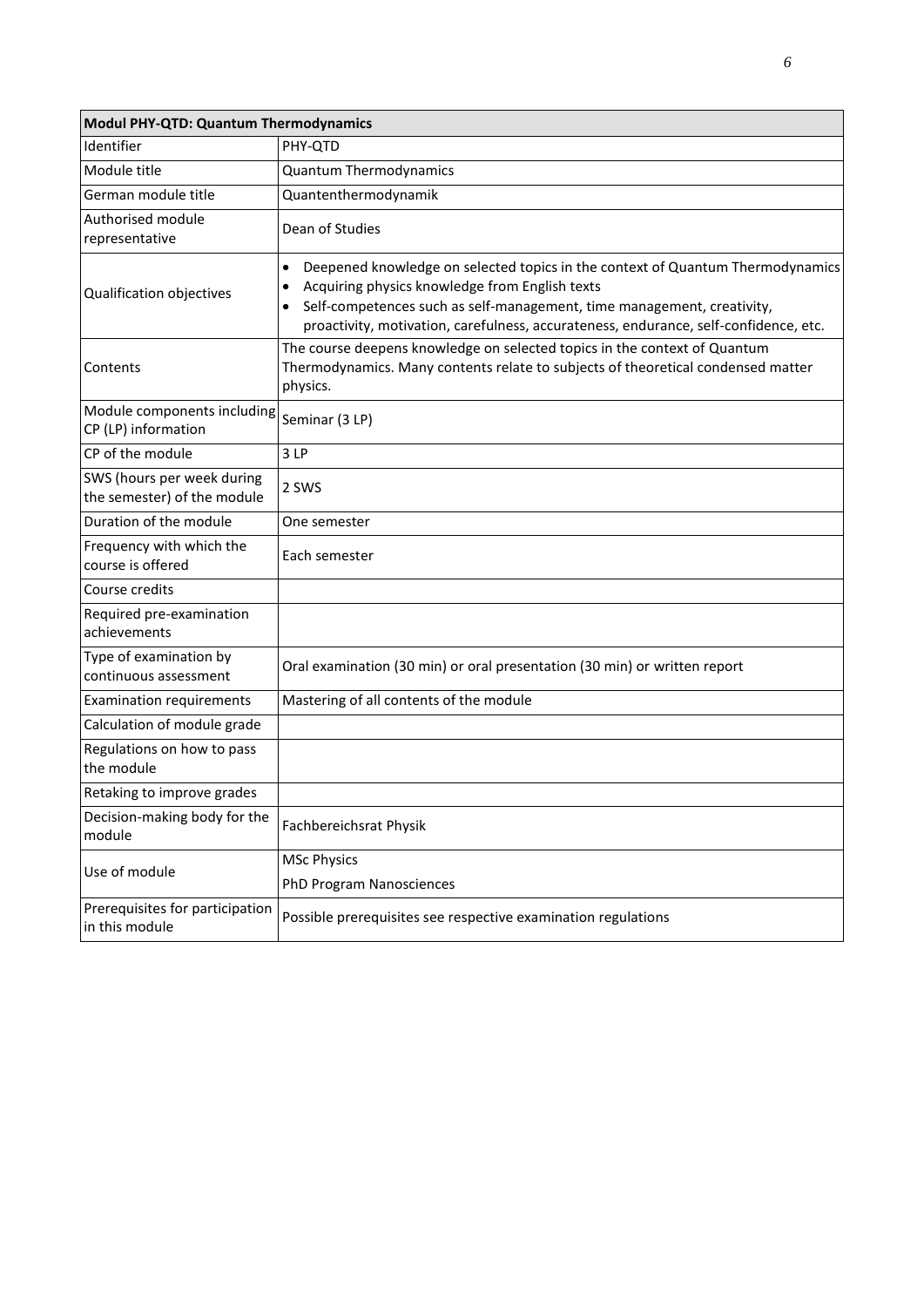| Modul PHY-QTD: Quantum Thermodynamics | |
|---|---|
| Identifier | PHY-QTD |
| Module title | Quantum Thermodynamics |
| German module title | Quantenthermodynamik |
| Authorised module representative | Dean of Studies |
| Qualification objectives | • Deepened knowledge on selected topics in the context of Quantum Thermodynamics<br>• Acquiring physics knowledge from English texts<br>• Self-competences such as self-management, time management, creativity, proactivity, motivation, carefulness, accurateness, endurance, self-confidence, etc. |
| Contents | The course deepens knowledge on selected topics in the context of Quantum Thermodynamics. Many contents relate to subjects of theoretical condensed matter physics. |
| Module components including CP (LP) information | Seminar (3 LP) |
| CP of the module | 3 LP |
| SWS (hours per week during the semester) of the module | 2 SWS |
| Duration of the module | One semester |
| Frequency with which the course is offered | Each semester |
| Course credits | |
| Required pre-examination achievements | |
| Type of examination by continuous assessment | Oral examination (30 min) or oral presentation (30 min) or written report |
| Examination requirements | Mastering of all contents of the module |
| Calculation of module grade | |
| Regulations on how to pass the module | |
| Retaking to improve grades | |
| Decision-making body for the module | Fachbereichsrat Physik |
| Use of module | MSc Physics<br>PhD Program Nanosciences |
| Prerequisites for participation in this module | Possible prerequisites see respective examination regulations |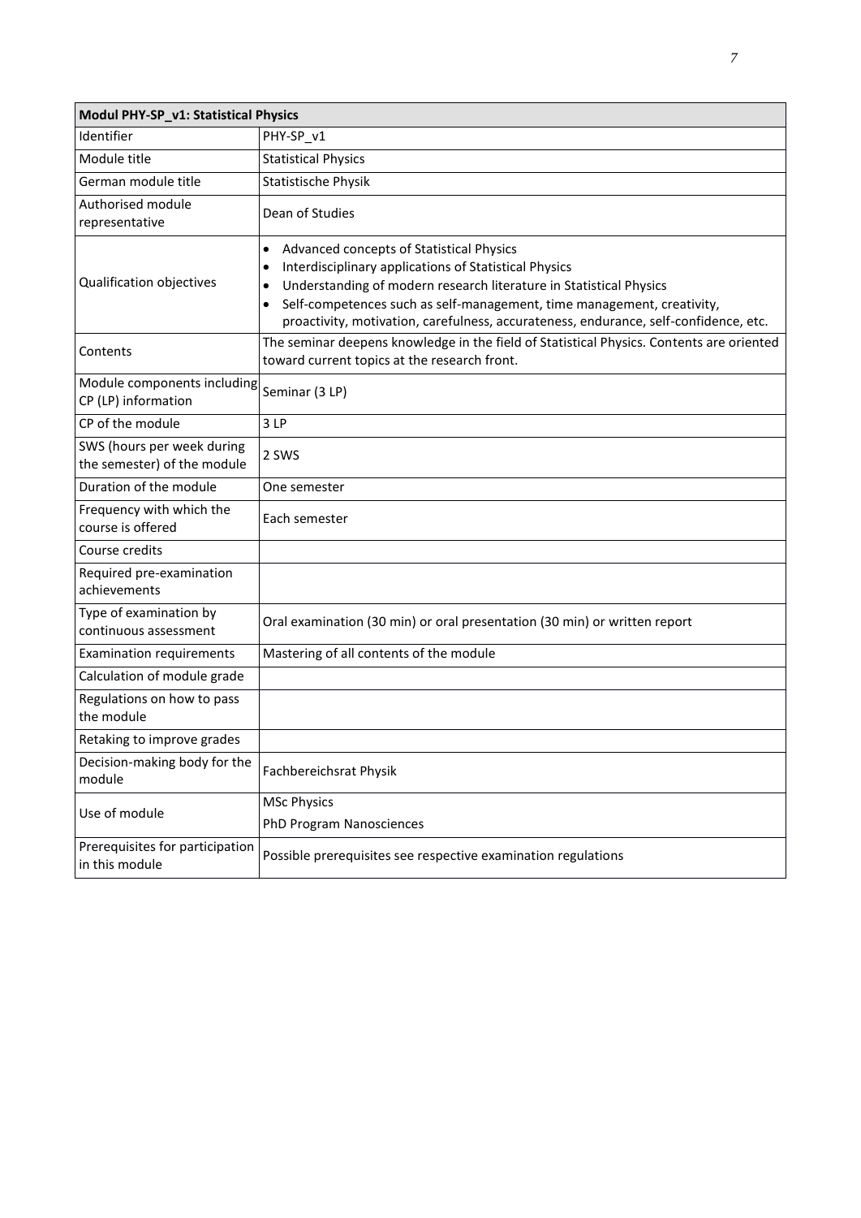| Modul PHY-SP_v1: Statistical Physics | |
|---|---|
| Identifier | PHY-SP_v1 |
| Module title | Statistical Physics |
| German module title | Statistische Physik |
| Authorised module representative | Dean of Studies |
| Qualification objectives | • Advanced concepts of Statistical Physics<br>• Interdisciplinary applications of Statistical Physics<br>• Understanding of modern research literature in Statistical Physics<br>• Self-competences such as self-management, time management, creativity, proactivity, motivation, carefulness, accurateness, endurance, self-confidence, etc. |
| Contents | The seminar deepens knowledge in the field of Statistical Physics. Contents are oriented toward current topics at the research front. |
| Module components including CP (LP) information | Seminar (3 LP) |
| CP of the module | 3 LP |
| SWS (hours per week during the semester) of the module | 2 SWS |
| Duration of the module | One semester |
| Frequency with which the course is offered | Each semester |
| Course credits | |
| Required pre-examination achievements | |
| Type of examination by continuous assessment | Oral examination (30 min) or oral presentation (30 min) or written report |
| Examination requirements | Mastering of all contents of the module |
| Calculation of module grade | |
| Regulations on how to pass the module | |
| Retaking to improve grades | |
| Decision-making body for the module | Fachbereichsrat Physik |
| Use of module | MSc Physics<br>PhD Program Nanosciences |
| Prerequisites for participation in this module | Possible prerequisites see respective examination regulations |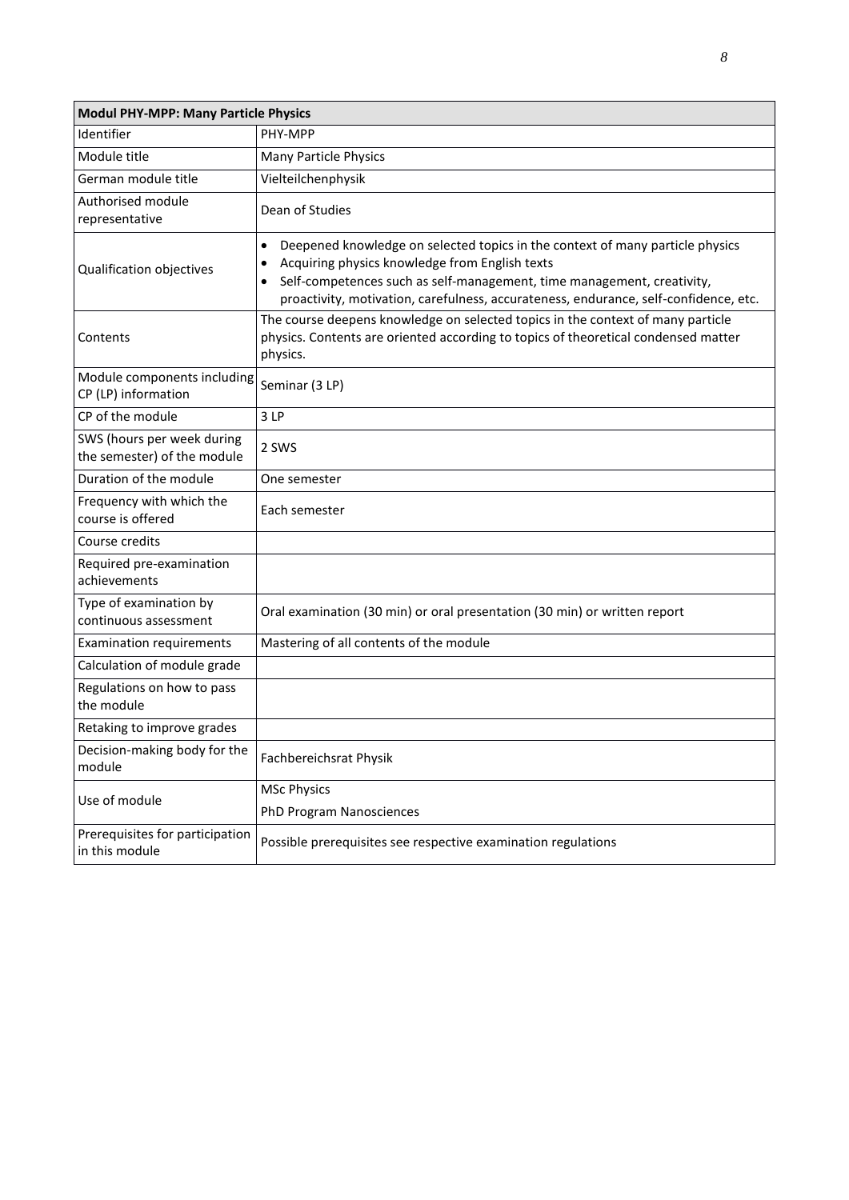| Modul PHY-MPP: Many Particle Physics | |
|---|---|
| Identifier | PHY-MPP |
| Module title | Many Particle Physics |
| German module title | Vielteilchenphysik |
| Authorised module representative | Dean of Studies |
| Qualification objectives | • Deepened knowledge on selected topics in the context of many particle physics<br>• Acquiring physics knowledge from English texts<br>• Self-competences such as self-management, time management, creativity, proactivity, motivation, carefulness, accurateness, endurance, self-confidence, etc. |
| Contents | The course deepens knowledge on selected topics in the context of many particle physics. Contents are oriented according to topics of theoretical condensed matter physics. |
| Module components including CP (LP) information | Seminar (3 LP) |
| CP of the module | 3 LP |
| SWS (hours per week during the semester) of the module | 2 SWS |
| Duration of the module | One semester |
| Frequency with which the course is offered | Each semester |
| Course credits | |
| Required pre-examination achievements | |
| Type of examination by continuous assessment | Oral examination (30 min) or oral presentation (30 min) or written report |
| Examination requirements | Mastering of all contents of the module |
| Calculation of module grade | |
| Regulations on how to pass the module | |
| Retaking to improve grades | |
| Decision-making body for the module | Fachbereichsrat Physik |
| Use of module | MSc Physics<br>PhD Program Nanosciences |
| Prerequisites for participation in this module | Possible prerequisites see respective examination regulations |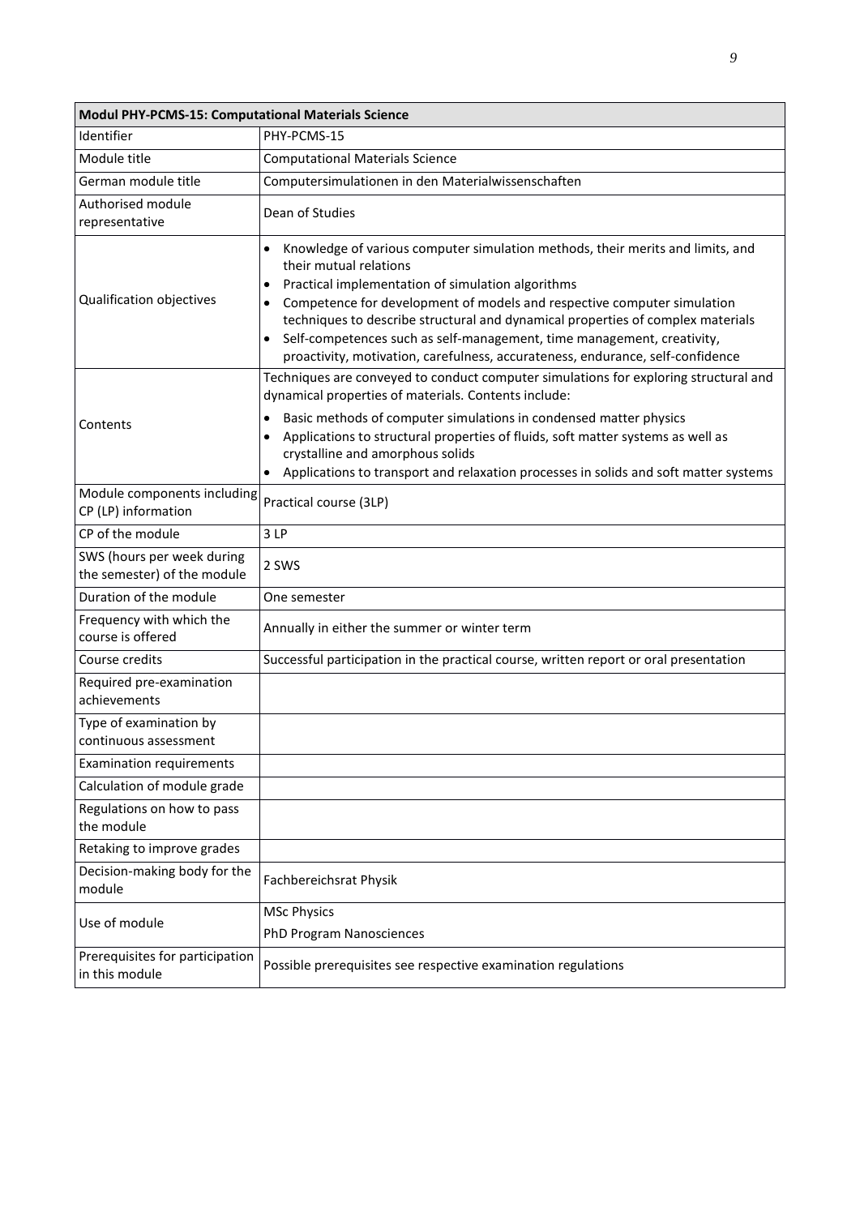| Modul PHY-PCMS-15: Computational Materials Science | |
|---|---|
| Identifier | PHY-PCMS-15 |
| Module title | Computational Materials Science |
| German module title | Computersimulationen in den Materialwissenschaften |
| Authorised module representative | Dean of Studies |
| Qualification objectives | • Knowledge of various computer simulation methods, their merits and limits, and their mutual relations<br>• Practical implementation of simulation algorithms<br>• Competence for development of models and respective computer simulation techniques to describe structural and dynamical properties of complex materials<br>• Self-competences such as self-management, time management, creativity, proactivity, motivation, carefulness, accurateness, endurance, self-confidence |
| Contents | Techniques are conveyed to conduct computer simulations for exploring structural and dynamical properties of materials. Contents include:<br>• Basic methods of computer simulations in condensed matter physics<br>• Applications to structural properties of fluids, soft matter systems as well as crystalline and amorphous solids<br>• Applications to transport and relaxation processes in solids and soft matter systems |
| Module components including CP (LP) information | Practical course (3LP) |
| CP of the module | 3 LP |
| SWS (hours per week during the semester) of the module | 2 SWS |
| Duration of the module | One semester |
| Frequency with which the course is offered | Annually in either the summer or winter term |
| Course credits | Successful participation in the practical course, written report or oral presentation |
| Required pre-examination achievements | |
| Type of examination by continuous assessment | |
| Examination requirements | |
| Calculation of module grade | |
| Regulations on how to pass the module | |
| Retaking to improve grades | |
| Decision-making body for the module | Fachbereichsrat Physik |
| Use of module | MSc Physics<br>PhD Program Nanosciences |
| Prerequisites for participation in this module | Possible prerequisites see respective examination regulations |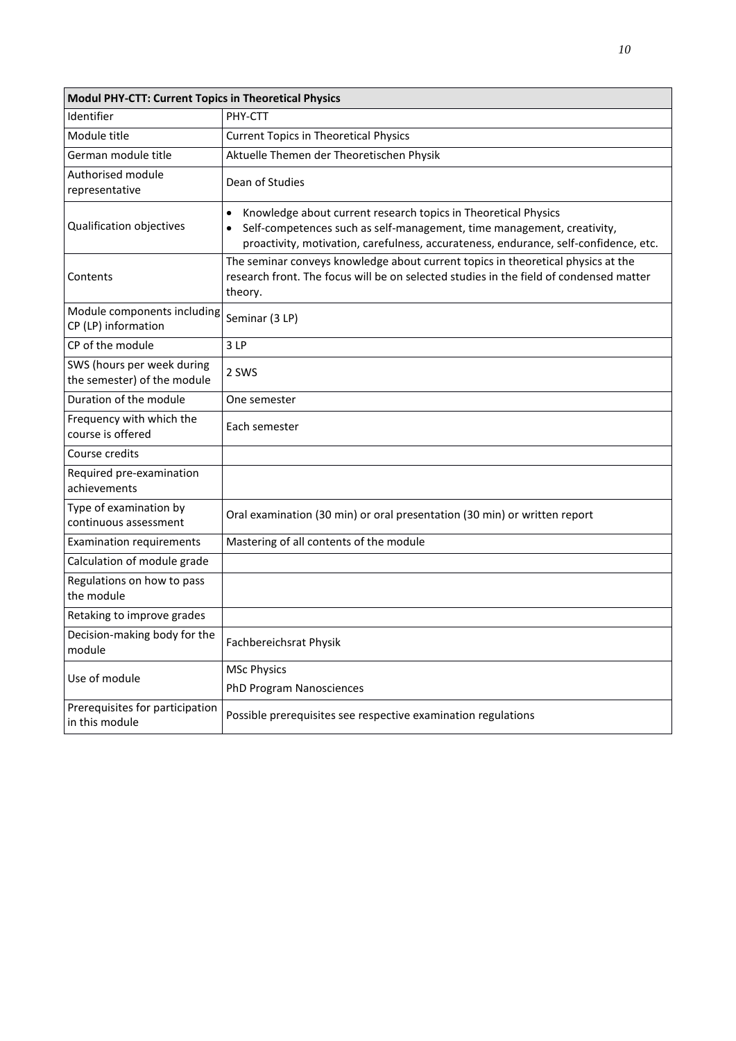| Modul PHY-CTT: Current Topics in Theoretical Physics | |
|---|---|
| Identifier | PHY-CTT |
| Module title | Current Topics in Theoretical Physics |
| German module title | Aktuelle Themen der Theoretischen Physik |
| Authorised module representative | Dean of Studies |
| Qualification objectives | • Knowledge about current research topics in Theoretical Physics<br>• Self-competences such as self-management, time management, creativity, proactivity, motivation, carefulness, accurateness, endurance, self-confidence, etc. |
| Contents | The seminar conveys knowledge about current topics in theoretical physics at the research front. The focus will be on selected studies in the field of condensed matter theory. |
| Module components including CP (LP) information | Seminar (3 LP) |
| CP of the module | 3 LP |
| SWS (hours per week during the semester) of the module | 2 SWS |
| Duration of the module | One semester |
| Frequency with which the course is offered | Each semester |
| Course credits | |
| Required pre-examination achievements | |
| Type of examination by continuous assessment | Oral examination (30 min) or oral presentation (30 min) or written report |
| Examination requirements | Mastering of all contents of the module |
| Calculation of module grade | |
| Regulations on how to pass the module | |
| Retaking to improve grades | |
| Decision-making body for the module | Fachbereichsrat Physik |
| Use of module | MSc Physics<br>PhD Program Nanosciences |
| Prerequisites for participation in this module | Possible prerequisites see respective examination regulations |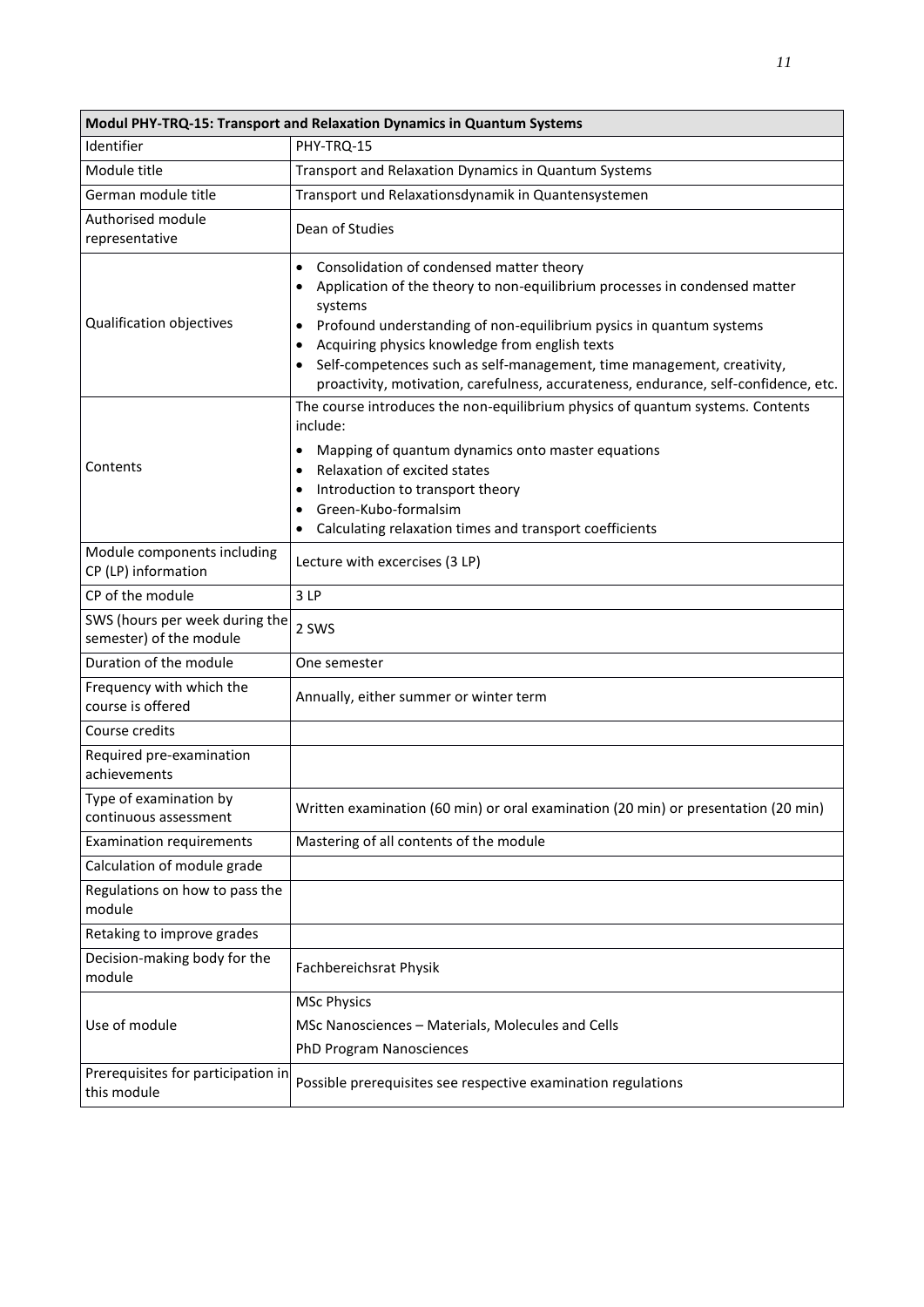| Modul PHY-TRQ-15: Transport and Relaxation Dynamics in Quantum Systems | |
|---|---|
| Identifier | PHY-TRQ-15 |
| Module title | Transport and Relaxation Dynamics in Quantum Systems |
| German module title | Transport und Relaxationsdynamik in Quantensystemen |
| Authorised module representative | Dean of Studies |
| Qualification objectives | • Consolidation of condensed matter theory<br>• Application of the theory to non-equilibrium processes in condensed matter systems<br>• Profound understanding of non-equilibrium pysics in quantum systems<br>• Acquiring physics knowledge from english texts<br>• Self-competences such as self-management, time management, creativity, proactivity, motivation, carefulness, accurateness, endurance, self-confidence, etc. |
| Contents | The course introduces the non-equilibrium physics of quantum systems. Contents include:<br>• Mapping of quantum dynamics onto master equations<br>• Relaxation of excited states<br>• Introduction to transport theory<br>• Green-Kubo-formalsim<br>• Calculating relaxation times and transport coefficients |
| Module components including CP (LP) information | Lecture with excercises (3 LP) |
| CP of the module | 3 LP |
| SWS (hours per week during the semester) of the module | 2 SWS |
| Duration of the module | One semester |
| Frequency with which the course is offered | Annually, either summer or winter term |
| Course credits | |
| Required pre-examination achievements | |
| Type of examination by continuous assessment | Written examination (60 min) or oral examination (20 min) or presentation (20 min) |
| Examination requirements | Mastering of all contents of the module |
| Calculation of module grade | |
| Regulations on how to pass the module | |
| Retaking to improve grades | |
| Decision-making body for the module | Fachbereichsrat Physik |
| Use of module | MSc Physics<br>MSc Nanosciences – Materials, Molecules and Cells<br>PhD Program Nanosciences |
| Prerequisites for participation in this module | Possible prerequisites see respective examination regulations |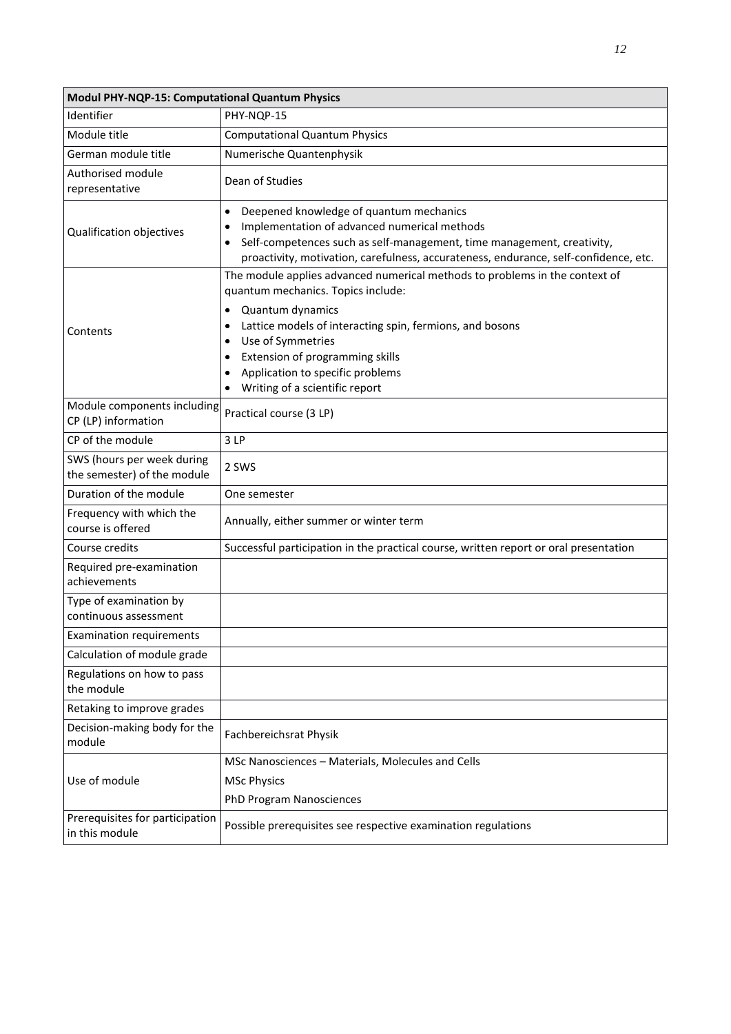| Modul PHY-NQP-15: Computational Quantum Physics | |
|---|---|
| Identifier | PHY-NQP-15 |
| Module title | Computational Quantum Physics |
| German module title | Numerische Quantenphysik |
| Authorised module representative | Dean of Studies |
| Qualification objectives | • Deepened knowledge of quantum mechanics<br>• Implementation of advanced numerical methods<br>• Self-competences such as self-management, time management, creativity, proactivity, motivation, carefulness, accurateness, endurance, self-confidence, etc. |
| Contents | The module applies advanced numerical methods to problems in the context of quantum mechanics. Topics include:<br>• Quantum dynamics<br>• Lattice models of interacting spin, fermions, and bosons<br>• Use of Symmetries<br>• Extension of programming skills<br>• Application to specific problems<br>• Writing of a scientific report |
| Module components including CP (LP) information | Practical course (3 LP) |
| CP of the module | 3 LP |
| SWS (hours per week during the semester) of the module | 2 SWS |
| Duration of the module | One semester |
| Frequency with which the course is offered | Annually, either summer or winter term |
| Course credits | Successful participation in the practical course, written report or oral presentation |
| Required pre-examination achievements | |
| Type of examination by continuous assessment | |
| Examination requirements | |
| Calculation of module grade | |
| Regulations on how to pass the module | |
| Retaking to improve grades | |
| Decision-making body for the module | Fachbereichsrat Physik |
| Use of module | MSc Nanosciences – Materials, Molecules and Cells<br>MSc Physics<br>PhD Program Nanosciences |
| Prerequisites for participation in this module | Possible prerequisites see respective examination regulations |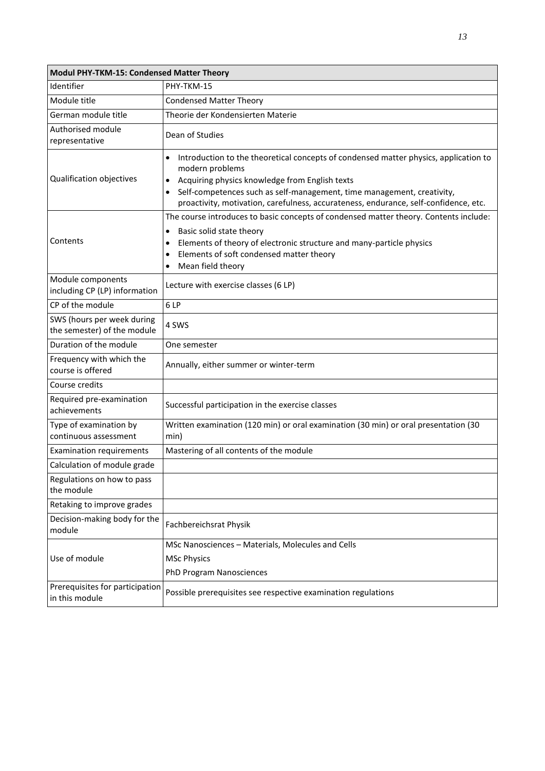| Modul PHY-TKM-15: Condensed Matter Theory | |
|---|---|
| Identifier | PHY-TKM-15 |
| Module title | Condensed Matter Theory |
| German module title | Theorie der Kondensierten Materie |
| Authorised module representative | Dean of Studies |
| Qualification objectives | • Introduction to the theoretical concepts of condensed matter physics, application to modern problems<br>• Acquiring physics knowledge from English texts<br>• Self-competences such as self-management, time management, creativity, proactivity, motivation, carefulness, accurateness, endurance, self-confidence, etc. |
| Contents | The course introduces to basic concepts of condensed matter theory. Contents include:<br>• Basic solid state theory<br>• Elements of theory of electronic structure and many-particle physics<br>• Elements of soft condensed matter theory<br>• Mean field theory |
| Module components including CP (LP) information | Lecture with exercise classes (6 LP) |
| CP of the module | 6 LP |
| SWS (hours per week during the semester) of the module | 4 SWS |
| Duration of the module | One semester |
| Frequency with which the course is offered | Annually, either summer or winter-term |
| Course credits | |
| Required pre-examination achievements | Successful participation in the exercise classes |
| Type of examination by continuous assessment | Written examination (120 min) or oral examination (30 min) or oral presentation (30 min) |
| Examination requirements | Mastering of all contents of the module |
| Calculation of module grade | |
| Regulations on how to pass the module | |
| Retaking to improve grades | |
| Decision-making body for the module | Fachbereichsrat Physik |
| Use of module | MSc Nanosciences – Materials, Molecules and Cells<br>MSc Physics<br>PhD Program Nanosciences |
| Prerequisites for participation in this module | Possible prerequisites see respective examination regulations |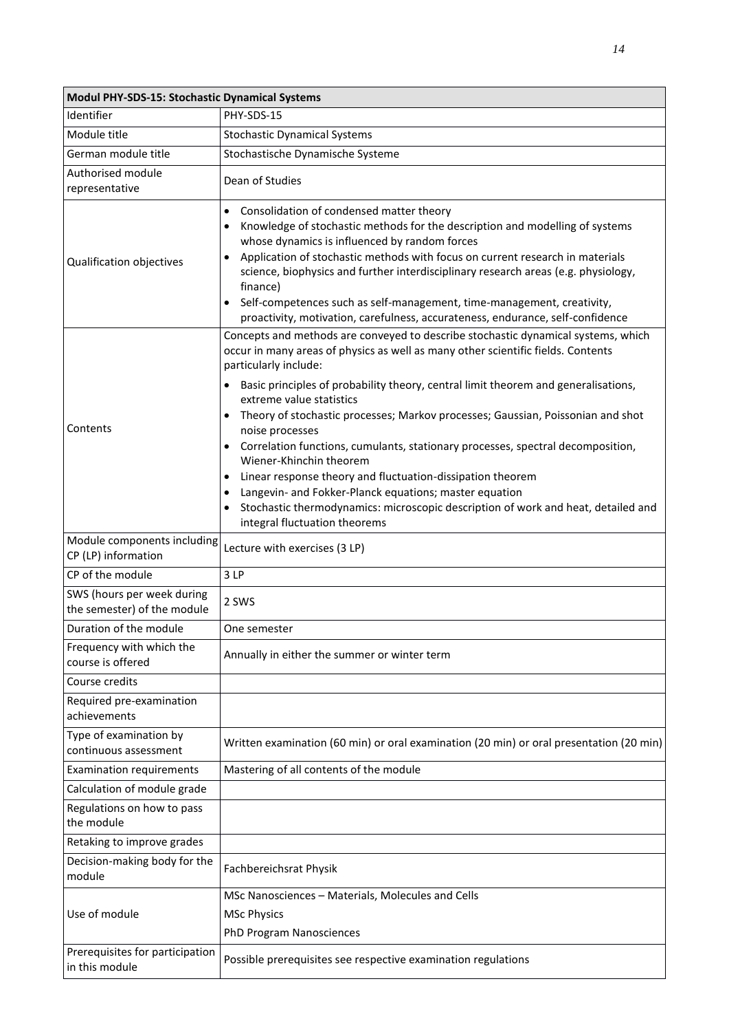| Modul PHY-SDS-15: Stochastic Dynamical Systems | |
|---|---|
| Identifier | PHY-SDS-15 |
| Module title | Stochastic Dynamical Systems |
| German module title | Stochastische Dynamische Systeme |
| Authorised module representative | Dean of Studies |
| Qualification objectives | • Consolidation of condensed matter theory<br>• Knowledge of stochastic methods for the description and modelling of systems whose dynamics is influenced by random forces<br>• Application of stochastic methods with focus on current research in materials science, biophysics and further interdisciplinary research areas (e.g. physiology, finance)<br>• Self-competences such as self-management, time-management, creativity, proactivity, motivation, carefulness, accurateness, endurance, self-confidence |
| Contents | Concepts and methods are conveyed to describe stochastic dynamical systems, which occur in many areas of physics as well as many other scientific fields. Contents particularly include:<br>• Basic principles of probability theory, central limit theorem and generalisations, extreme value statistics<br>• Theory of stochastic processes; Markov processes; Gaussian, Poissonian and shot noise processes<br>• Correlation functions, cumulants, stationary processes, spectral decomposition, Wiener-Khinchin theorem<br>• Linear response theory and fluctuation-dissipation theorem<br>• Langevin- and Fokker-Planck equations; master equation<br>• Stochastic thermodynamics: microscopic description of work and heat, detailed and integral fluctuation theorems |
| Module components including CP (LP) information | Lecture with exercises (3 LP) |
| CP of the module | 3 LP |
| SWS (hours per week during the semester) of the module | 2 SWS |
| Duration of the module | One semester |
| Frequency with which the course is offered | Annually in either the summer or winter term |
| Course credits | |
| Required pre-examination achievements | |
| Type of examination by continuous assessment | Written examination (60 min) or oral examination (20 min) or oral presentation (20 min) |
| Examination requirements | Mastering of all contents of the module |
| Calculation of module grade | |
| Regulations on how to pass the module | |
| Retaking to improve grades | |
| Decision-making body for the module | Fachbereichsrat Physik |
| Use of module | MSc Nanosciences – Materials, Molecules and Cells<br>MSc Physics<br>PhD Program Nanosciences |
| Prerequisites for participation in this module | Possible prerequisites see respective examination regulations |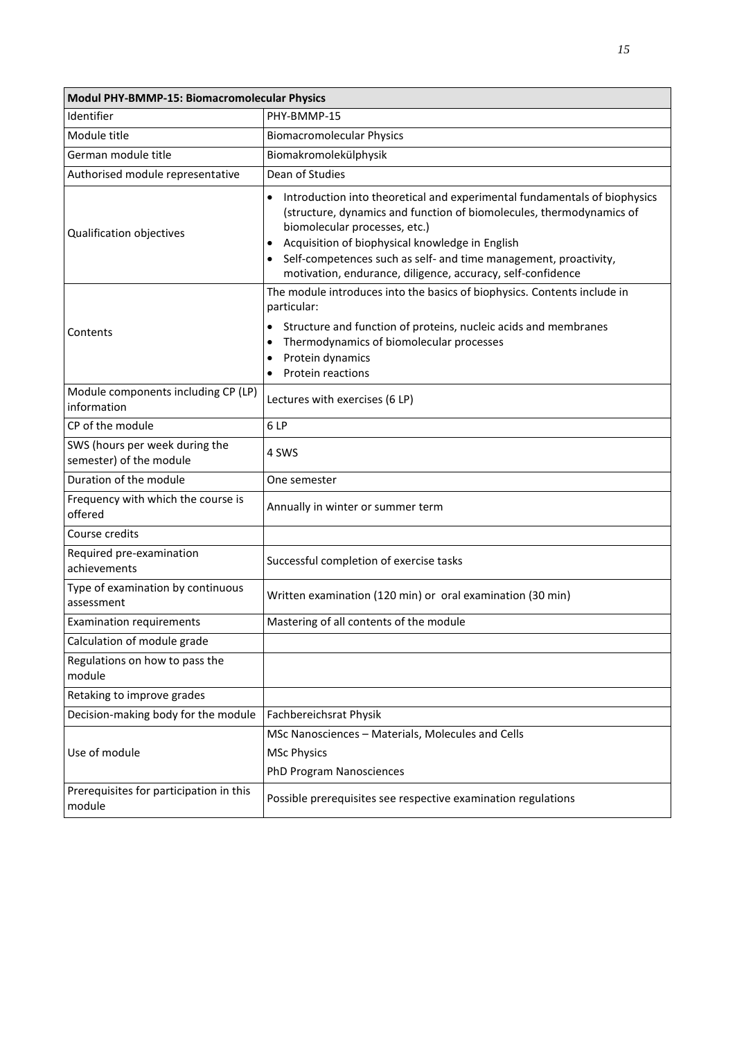| Modul PHY-BMMP-15: Biomacromolecular Physics | |
|---|---|
| Identifier | PHY-BMMP-15 |
| Module title | Biomacromolecular Physics |
| German module title | Biomakromolekülphysik |
| Authorised module representative | Dean of Studies |
| Qualification objectives | • Introduction into theoretical and experimental fundamentals of biophysics (structure, dynamics and function of biomolecules, thermodynamics of biomolecular processes, etc.)<br>• Acquisition of biophysical knowledge in English<br>• Self-competences such as self- and time management, proactivity, motivation, endurance, diligence, accuracy, self-confidence |
| Contents | The module introduces into the basics of biophysics. Contents include in particular:<br>• Structure and function of proteins, nucleic acids and membranes<br>• Thermodynamics of biomolecular processes<br>• Protein dynamics<br>• Protein reactions |
| Module components including CP (LP) information | Lectures with exercises (6 LP) |
| CP of the module | 6 LP |
| SWS (hours per week during the semester) of the module | 4 SWS |
| Duration of the module | One semester |
| Frequency with which the course is offered | Annually in winter or summer term |
| Course credits | |
| Required pre-examination achievements | Successful completion of exercise tasks |
| Type of examination by continuous assessment | Written examination (120 min) or oral examination (30 min) |
| Examination requirements | Mastering of all contents of the module |
| Calculation of module grade | |
| Regulations on how to pass the module | |
| Retaking to improve grades | |
| Decision-making body for the module | Fachbereichsrat Physik |
| Use of module | MSc Nanosciences – Materials, Molecules and Cells<br>MSc Physics<br>PhD Program Nanosciences |
| Prerequisites for participation in this module | Possible prerequisites see respective examination regulations |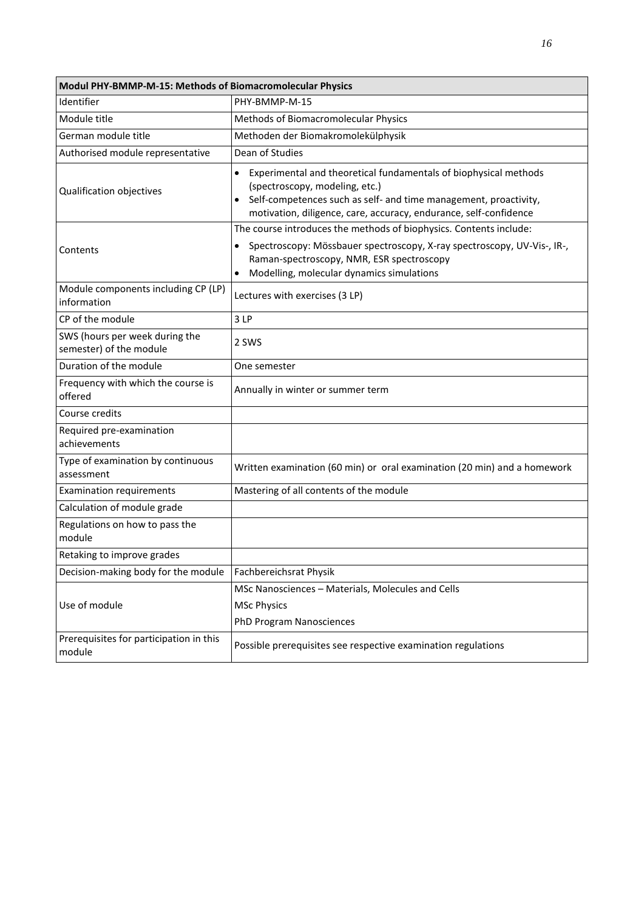| Modul PHY-BMMP-M-15: Methods of Biomacromolecular Physics | |
|---|---|
| Identifier | PHY-BMMP-M-15 |
| Module title | Methods of Biomacromolecular Physics |
| German module title | Methoden der Biomakromolekülphysik |
| Authorised module representative | Dean of Studies |
| Qualification objectives | • Experimental and theoretical fundamentals of biophysical methods (spectroscopy, modeling, etc.)<br>• Self-competences such as self- and time management, proactivity, motivation, diligence, care, accuracy, endurance, self-confidence |
| Contents | The course introduces the methods of biophysics. Contents include:<br>• Spectroscopy: Mössbauer spectroscopy, X-ray spectroscopy, UV-Vis-, IR-, Raman-spectroscopy, NMR, ESR spectroscopy<br>• Modelling, molecular dynamics simulations |
| Module components including CP (LP) information | Lectures with exercises (3 LP) |
| CP of the module | 3 LP |
| SWS (hours per week during the semester) of the module | 2 SWS |
| Duration of the module | One semester |
| Frequency with which the course is offered | Annually in winter or summer term |
| Course credits | |
| Required pre-examination achievements | |
| Type of examination by continuous assessment | Written examination (60 min) or oral examination (20 min) and a homework |
| Examination requirements | Mastering of all contents of the module |
| Calculation of module grade | |
| Regulations on how to pass the module | |
| Retaking to improve grades | |
| Decision-making body for the module | Fachbereichsrat Physik |
| Use of module | MSc Nanosciences – Materials, Molecules and Cells<br>MSc Physics<br>PhD Program Nanosciences |
| Prerequisites for participation in this module | Possible prerequisites see respective examination regulations |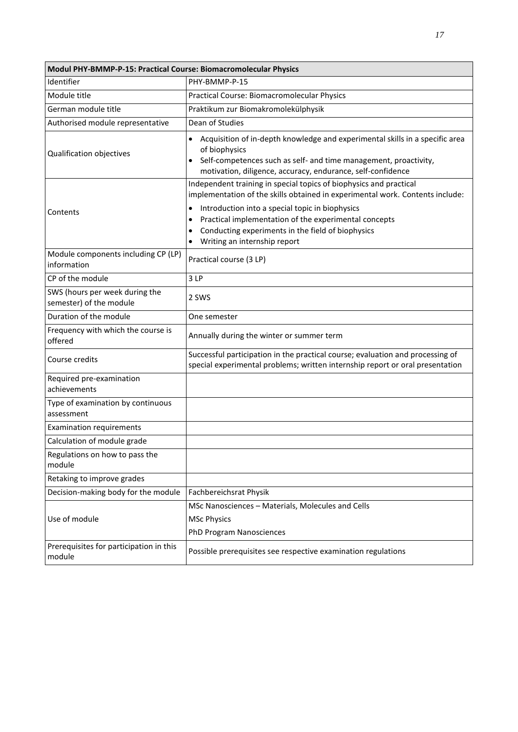| Modul PHY-BMMP-P-15: Practical Course: Biomacromolecular Physics | |
|---|---|
| Identifier | PHY-BMMP-P-15 |
| Module title | Practical Course: Biomacromolecular Physics |
| German module title | Praktikum zur Biomakromolekülphysik |
| Authorised module representative | Dean of Studies |
| Qualification objectives | • Acquisition of in-depth knowledge and experimental skills in a specific area of biophysics<br>• Self-competences such as self- and time management, proactivity, motivation, diligence, accuracy, endurance, self-confidence |
| Contents | Independent training in special topics of biophysics and practical implementation of the skills obtained in experimental work. Contents include:<br>• Introduction into a special topic in biophysics<br>• Practical implementation of the experimental concepts<br>• Conducting experiments in the field of biophysics<br>• Writing an internship report |
| Module components including CP (LP) information | Practical course (3 LP) |
| CP of the module | 3 LP |
| SWS (hours per week during the semester) of the module | 2 SWS |
| Duration of the module | One semester |
| Frequency with which the course is offered | Annually during the winter or summer term |
| Course credits | Successful participation in the practical course; evaluation and processing of special experimental problems; written internship report or oral presentation |
| Required pre-examination achievements | |
| Type of examination by continuous assessment | |
| Examination requirements | |
| Calculation of module grade | |
| Regulations on how to pass the module | |
| Retaking to improve grades | |
| Decision-making body for the module | Fachbereichsrat Physik |
| Use of module | MSc Nanosciences – Materials, Molecules and Cells<br>MSc Physics<br>PhD Program Nanosciences |
| Prerequisites for participation in this module | Possible prerequisites see respective examination regulations |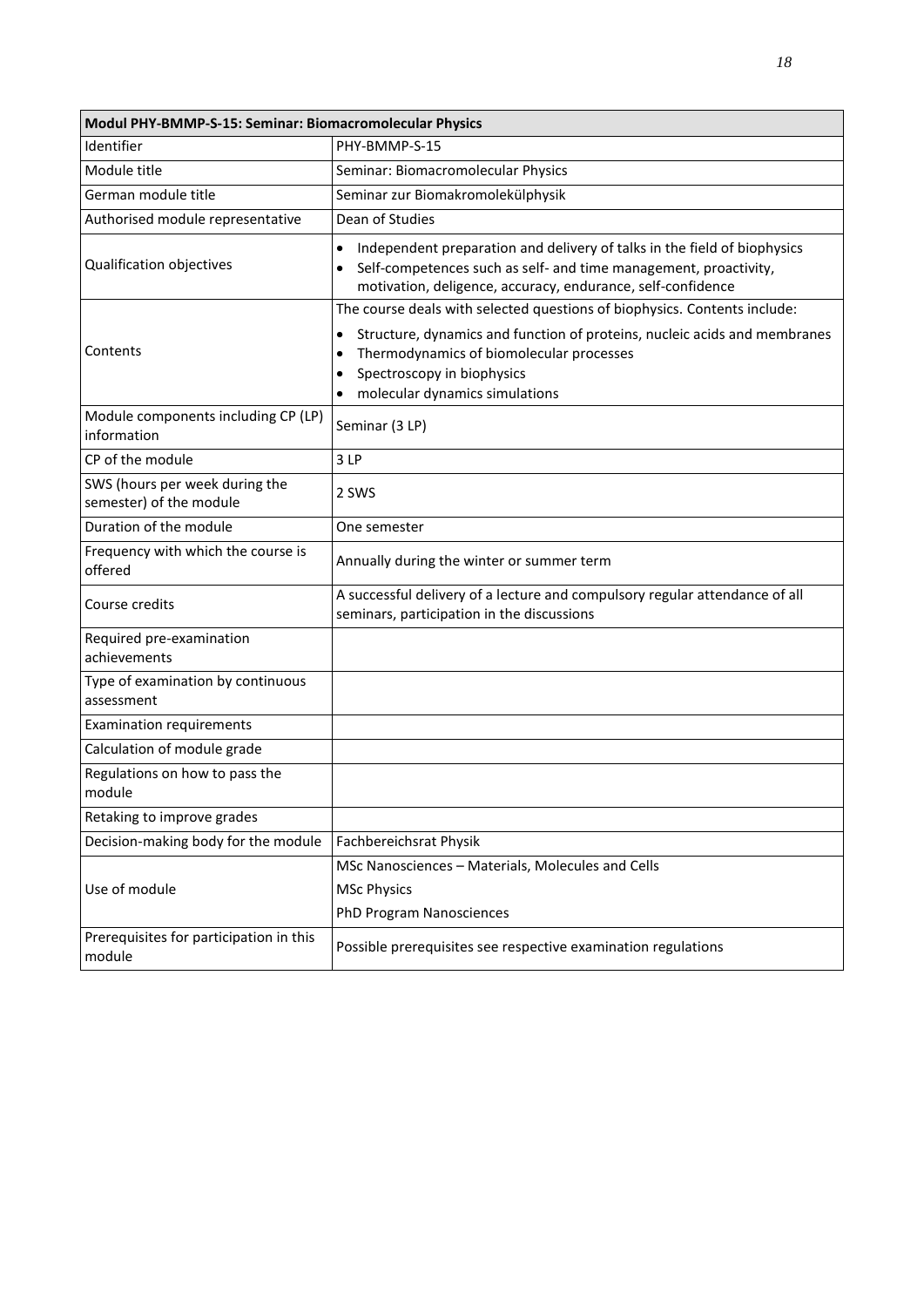| Modul PHY-BMMP-S-15: Seminar: Biomacromolecular Physics | |
|---|---|
| Identifier | PHY-BMMP-S-15 |
| Module title | Seminar: Biomacromolecular Physics |
| German module title | Seminar zur Biomakromolekülphysik |
| Authorised module representative | Dean of Studies |
| Qualification objectives | • Independent preparation and delivery of talks in the field of biophysics<br>• Self-competences such as self- and time management, proactivity, motivation, deligence, accuracy, endurance, self-confidence |
| Contents | The course deals with selected questions of biophysics. Contents include:<br>• Structure, dynamics and function of proteins, nucleic acids and membranes<br>• Thermodynamics of biomolecular processes<br>• Spectroscopy in biophysics<br>• molecular dynamics simulations |
| Module components including CP (LP) information | Seminar (3 LP) |
| CP of the module | 3 LP |
| SWS (hours per week during the semester) of the module | 2 SWS |
| Duration of the module | One semester |
| Frequency with which the course is offered | Annually during the winter or summer term |
| Course credits | A successful delivery of a lecture and compulsory regular attendance of all seminars, participation in the discussions |
| Required pre-examination achievements | |
| Type of examination by continuous assessment | |
| Examination requirements | |
| Calculation of module grade | |
| Regulations on how to pass the module | |
| Retaking to improve grades | |
| Decision-making body for the module | Fachbereichsrat Physik |
| Use of module | MSc Nanosciences – Materials, Molecules and Cells<br>MSc Physics<br>PhD Program Nanosciences |
| Prerequisites for participation in this module | Possible prerequisites see respective examination regulations |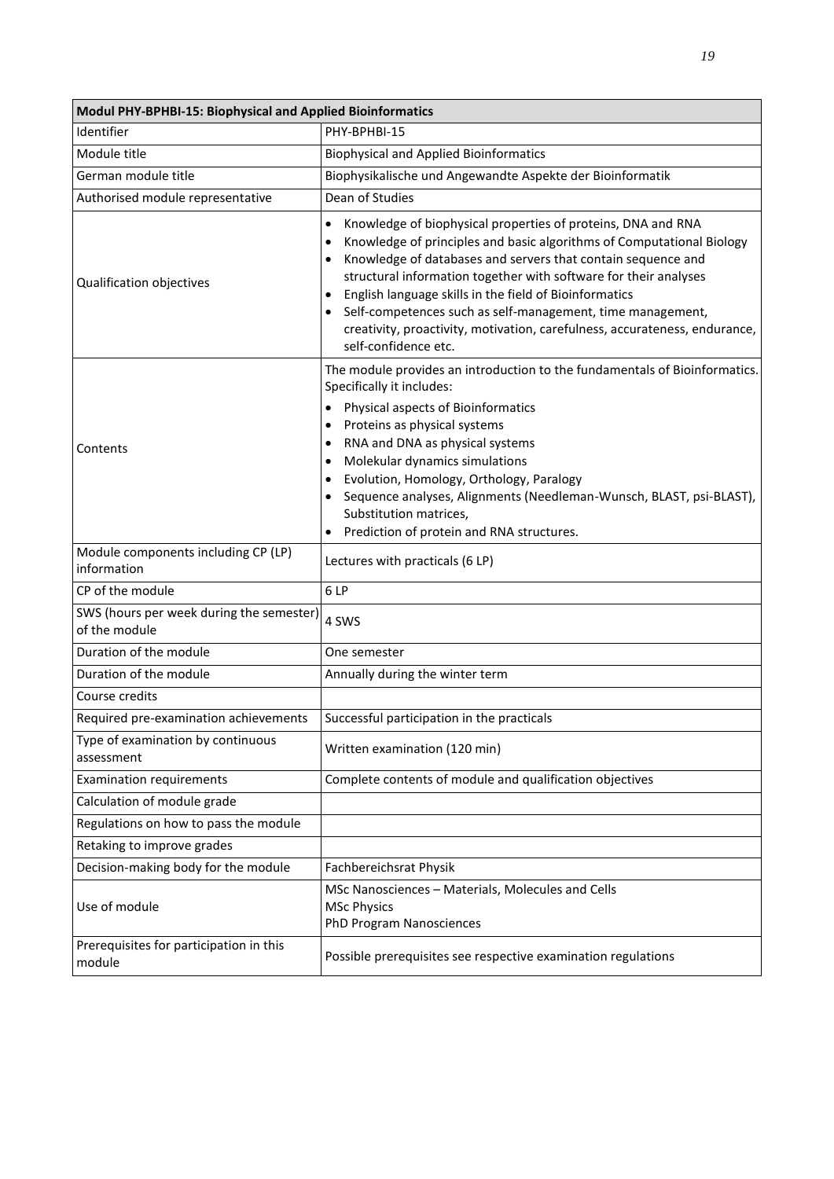| Modul PHY-BPHBI-15: Biophysical and Applied Bioinformatics | |
|---|---|
| Identifier | PHY-BPHBI-15 |
| Module title | Biophysical and Applied Bioinformatics |
| German module title | Biophysikalische und Angewandte Aspekte der Bioinformatik |
| Authorised module representative | Dean of Studies |
| Qualification objectives | • Knowledge of biophysical properties of proteins, DNA and RNA<br>• Knowledge of principles and basic algorithms of Computational Biology<br>• Knowledge of databases and servers that contain sequence and structural information together with software for their analyses<br>• English language skills in the field of Bioinformatics<br>• Self-competences such as self-management, time management, creativity, proactivity, motivation, carefulness, accurateness, endurance, self-confidence etc. |
| Contents | The module provides an introduction to the fundamentals of Bioinformatics. Specifically it includes:<br>• Physical aspects of Bioinformatics<br>• Proteins as physical systems<br>• RNA and DNA as physical systems<br>• Molekular dynamics simulations<br>• Evolution, Homology, Orthology, Paralogy<br>• Sequence analyses, Alignments (Needleman-Wunsch, BLAST, psi-BLAST), Substitution matrices,<br>• Prediction of protein and RNA structures. |
| Module components including CP (LP) information | Lectures with practicals (6 LP) |
| CP of the module | 6 LP |
| SWS (hours per week during the semester) of the module | 4 SWS |
| Duration of the module | One semester |
| Duration of the module | Annually during the winter term |
| Course credits | |
| Required pre-examination achievements | Successful participation in the practicals |
| Type of examination by continuous assessment | Written examination (120 min) |
| Examination requirements | Complete contents of module and qualification objectives |
| Calculation of module grade | |
| Regulations on how to pass the module | |
| Retaking to improve grades | |
| Decision-making body for the module | Fachbereichsrat Physik |
| Use of module | MSc Nanosciences – Materials, Molecules and Cells<br>MSc Physics<br>PhD Program Nanosciences |
| Prerequisites for participation in this module | Possible prerequisites see respective examination regulations |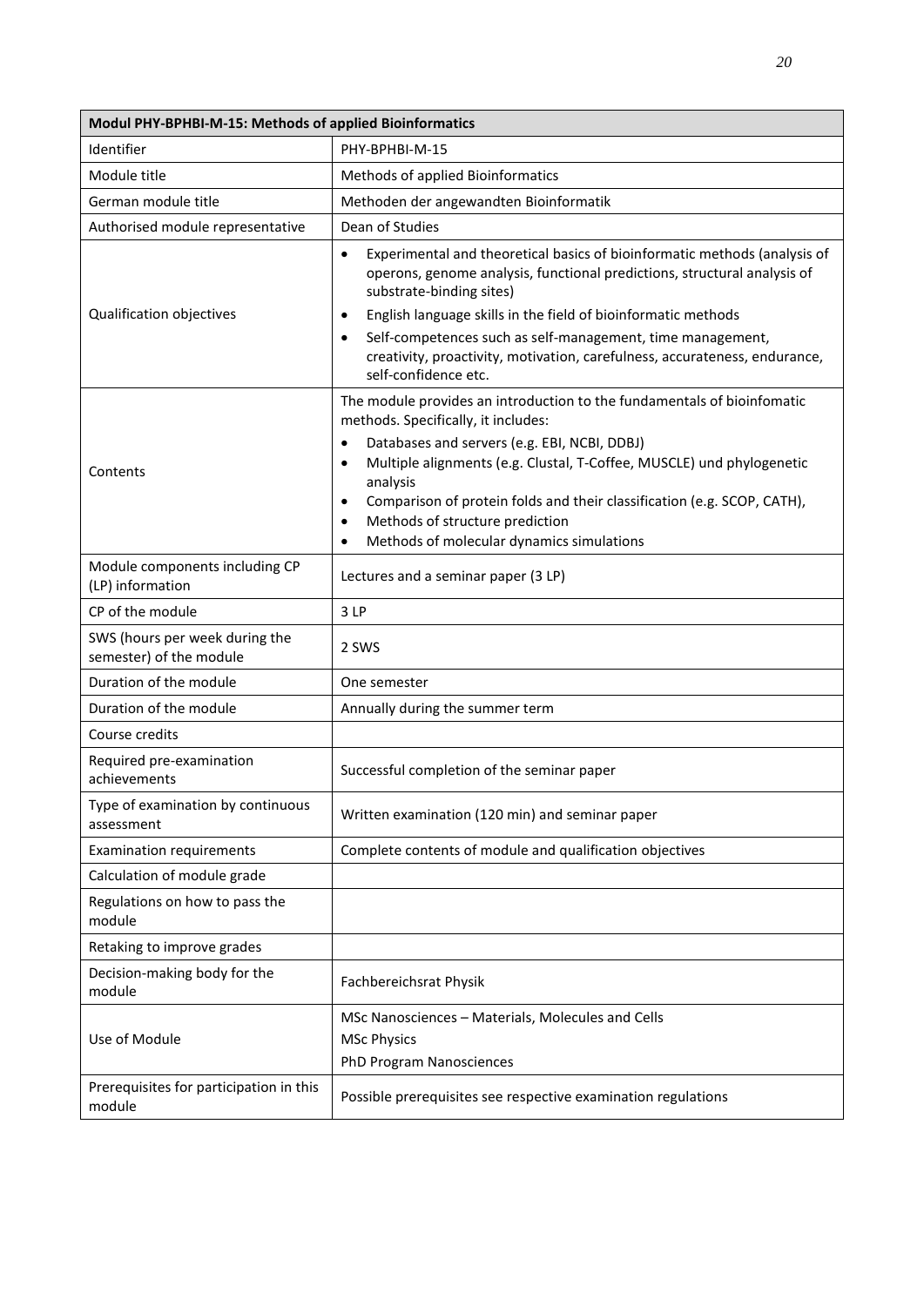| Modul PHY-BPHBI-M-15: Methods of applied Bioinformatics | |
|---|---|
| Identifier | PHY-BPHBI-M-15 |
| Module title | Methods of applied Bioinformatics |
| German module title | Methoden der angewandten Bioinformatik |
| Authorised module representative | Dean of Studies |
| Qualification objectives | • Experimental and theoretical basics of bioinformatic methods (analysis of operons, genome analysis, functional predictions, structural analysis of substrate-binding sites)<br>• English language skills in the field of bioinformatic methods<br>• Self-competences such as self-management, time management, creativity, proactivity, motivation, carefulness, accurateness, endurance, self-confidence etc. |
| Contents | The module provides an introduction to the fundamentals of bioinfomatic methods. Specifically, it includes:<br>• Databases and servers (e.g. EBI, NCBI, DDBJ)<br>• Multiple alignments (e.g. Clustal, T-Coffee, MUSCLE) und phylogenetic analysis<br>• Comparison of protein folds and their classification (e.g. SCOP, CATH),<br>• Methods of structure prediction<br>• Methods of molecular dynamics simulations |
| Module components including CP (LP) information | Lectures and a seminar paper (3 LP) |
| CP of the module | 3 LP |
| SWS (hours per week during the semester) of the module | 2 SWS |
| Duration of the module | One semester |
| Duration of the module | Annually during the summer term |
| Course credits | |
| Required pre-examination achievements | Successful completion of the seminar paper |
| Type of examination by continuous assessment | Written examination (120 min) and seminar paper |
| Examination requirements | Complete contents of module and qualification objectives |
| Calculation of module grade | |
| Regulations on how to pass the module | |
| Retaking to improve grades | |
| Decision-making body for the module | Fachbereichsrat Physik |
| Use of Module | MSc Nanosciences – Materials, Molecules and Cells<br>MSc Physics<br>PhD Program Nanosciences |
| Prerequisites for participation in this module | Possible prerequisites see respective examination regulations |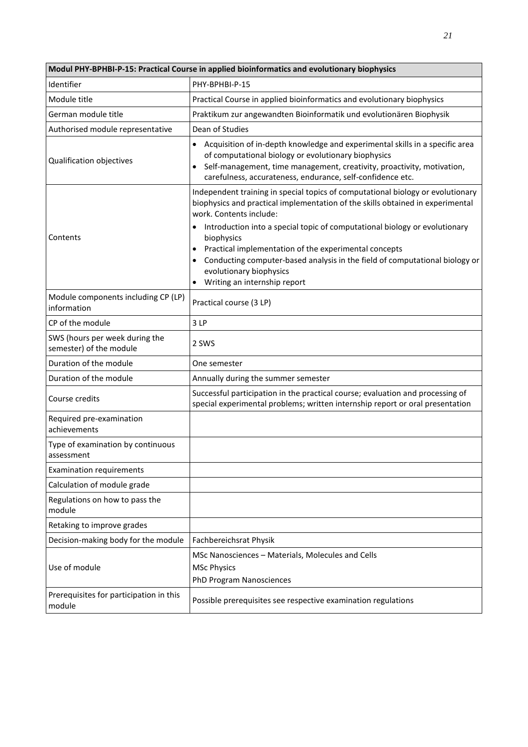| Modul PHY-BPHBI-P-15: Practical Course in applied bioinformatics and evolutionary biophysics | |
|---|---|
| Identifier | PHY-BPHBI-P-15 |
| Module title | Practical Course in applied bioinformatics and evolutionary biophysics |
| German module title | Praktikum zur angewandten Bioinformatik und evolutionären Biophysik |
| Authorised module representative | Dean of Studies |
| Qualification objectives | • Acquisition of in-depth knowledge and experimental skills in a specific area of computational biology or evolutionary biophysics<br>• Self-management, time management, creativity, proactivity, motivation, carefulness, accurateness, endurance, self-confidence etc. |
| Contents | Independent training in special topics of computational biology or evolutionary biophysics and practical implementation of the skills obtained in experimental work. Contents include:<br>• Introduction into a special topic of computational biology or evolutionary biophysics<br>• Practical implementation of the experimental concepts<br>• Conducting computer-based analysis in the field of computational biology or evolutionary biophysics<br>• Writing an internship report |
| Module components including CP (LP) information | Practical course (3 LP) |
| CP of the module | 3 LP |
| SWS (hours per week during the semester) of the module | 2 SWS |
| Duration of the module | One semester |
| Duration of the module | Annually during the summer semester |
| Course credits | Successful participation in the practical course; evaluation and processing of special experimental problems; written internship report or oral presentation |
| Required pre-examination achievements | |
| Type of examination by continuous assessment | |
| Examination requirements | |
| Calculation of module grade | |
| Regulations on how to pass the module | |
| Retaking to improve grades | |
| Decision-making body for the module | Fachbereichsrat Physik |
| Use of module | MSc Nanosciences – Materials, Molecules and Cells<br>MSc Physics<br>PhD Program Nanosciences |
| Prerequisites for participation in this module | Possible prerequisites see respective examination regulations |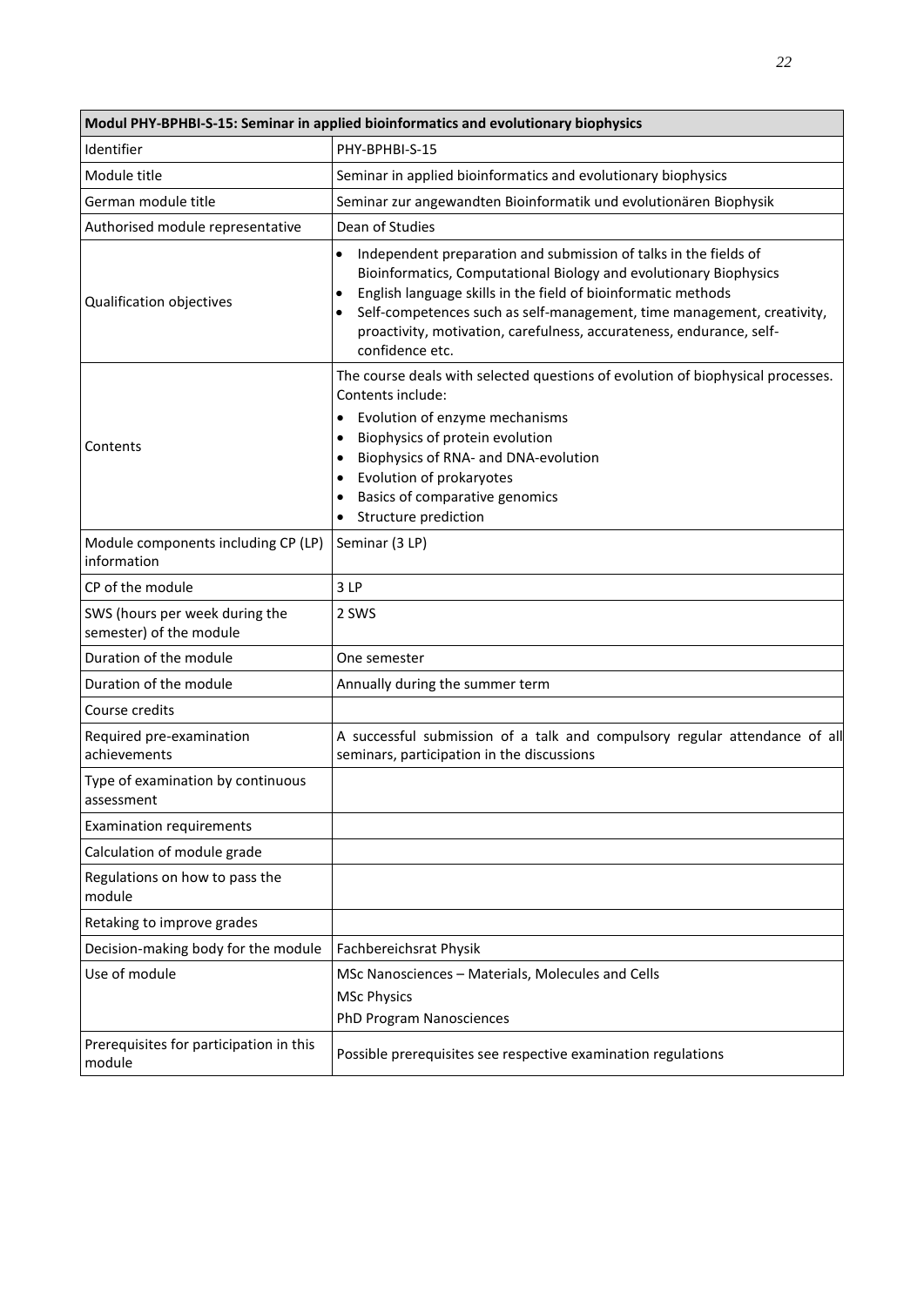| Modul PHY-BPHBI-S-15: Seminar in applied bioinformatics and evolutionary biophysics | |
|---|---|
| Identifier | PHY-BPHBI-S-15 |
| Module title | Seminar in applied bioinformatics and evolutionary biophysics |
| German module title | Seminar zur angewandten Bioinformatik und evolutionären Biophysik |
| Authorised module representative | Dean of Studies |
| Qualification objectives | • Independent preparation and submission of talks in the fields of Bioinformatics, Computational Biology and evolutionary Biophysics<br>• English language skills in the field of bioinformatic methods<br>• Self-competences such as self-management, time management, creativity, proactivity, motivation, carefulness, accurateness, endurance, self-confidence etc. |
| Contents | The course deals with selected questions of evolution of biophysical processes. Contents include:<br>• Evolution of enzyme mechanisms<br>• Biophysics of protein evolution<br>• Biophysics of RNA- and DNA-evolution<br>• Evolution of prokaryotes<br>• Basics of comparative genomics<br>• Structure prediction |
| Module components including CP (LP) information | Seminar (3 LP) |
| CP of the module | 3 LP |
| SWS (hours per week during the semester) of the module | 2 SWS |
| Duration of the module | One semester |
| Duration of the module | Annually during the summer term |
| Course credits | |
| Required pre-examination achievements | A successful submission of a talk and compulsory regular attendance of all seminars, participation in the discussions |
| Type of examination by continuous assessment | |
| Examination requirements | |
| Calculation of module grade | |
| Regulations on how to pass the module | |
| Retaking to improve grades | |
| Decision-making body for the module | Fachbereichsrat Physik |
| Use of module | MSc Nanosciences – Materials, Molecules and Cells<br>MSc Physics<br>PhD Program Nanosciences |
| Prerequisites for participation in this module | Possible prerequisites see respective examination regulations |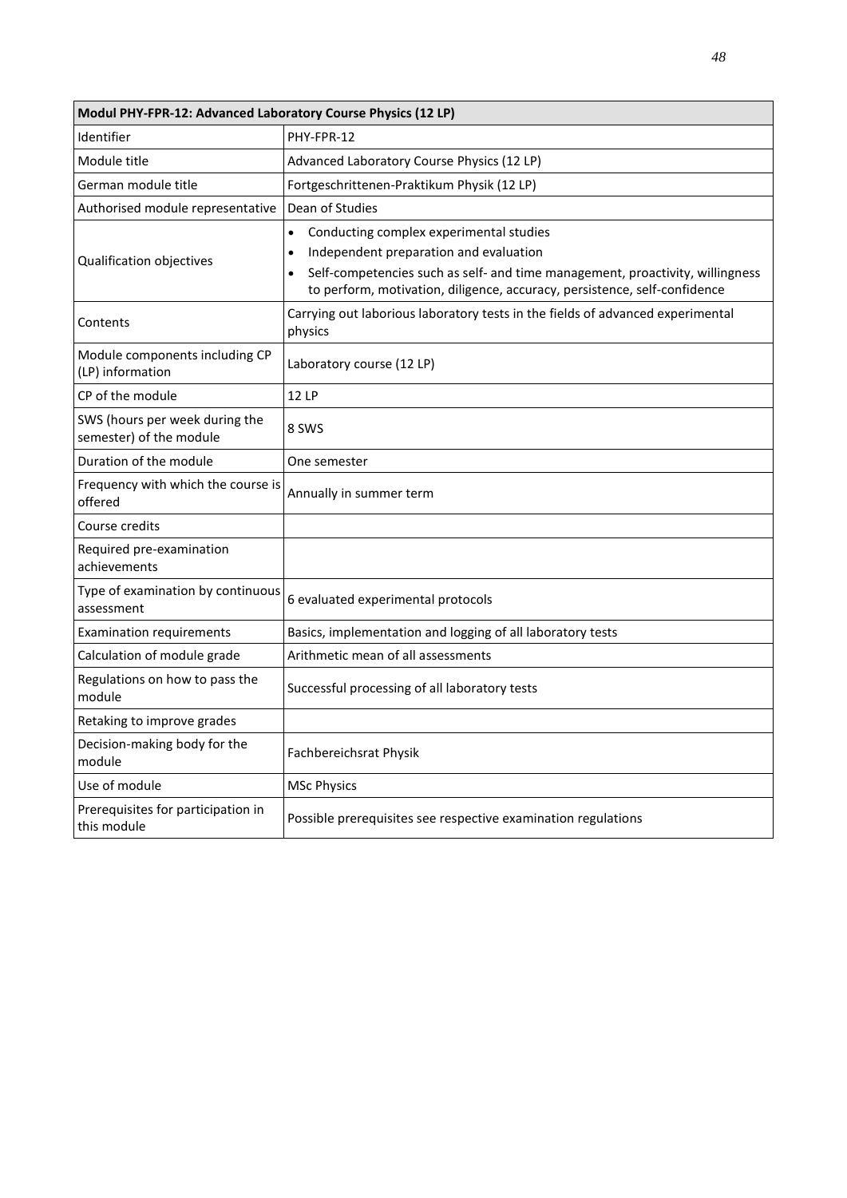| Modul PHY-FPR-12: Advanced Laboratory Course Physics (12 LP) | |
|---|---|
| Identifier | PHY-FPR-12 |
| Module title | Advanced Laboratory Course Physics (12 LP) |
| German module title | Fortgeschrittenen-Praktikum Physik (12 LP) |
| Authorised module representative | Dean of Studies |
| Qualification objectives | • Conducting complex experimental studies<br>• Independent preparation and evaluation<br>• Self-competencies such as self- and time management, proactivity, willingness to perform, motivation, diligence, accuracy, persistence, self-confidence |
| Contents | Carrying out laborious laboratory tests in the fields of advanced experimental physics |
| Module components including CP (LP) information | Laboratory course (12 LP) |
| CP of the module | 12 LP |
| SWS (hours per week during the semester) of the module | 8 SWS |
| Duration of the module | One semester |
| Frequency with which the course is offered | Annually in summer term |
| Course credits | |
| Required pre-examination achievements | |
| Type of examination by continuous assessment | 6 evaluated experimental protocols |
| Examination requirements | Basics, implementation and logging of all laboratory tests |
| Calculation of module grade | Arithmetic mean of all assessments |
| Regulations on how to pass the module | Successful processing of all laboratory tests |
| Retaking to improve grades | |
| Decision-making body for the module | Fachbereichsrat Physik |
| Use of module | MSc Physics |
| Prerequisites for participation in this module | Possible prerequisites see respective examination regulations |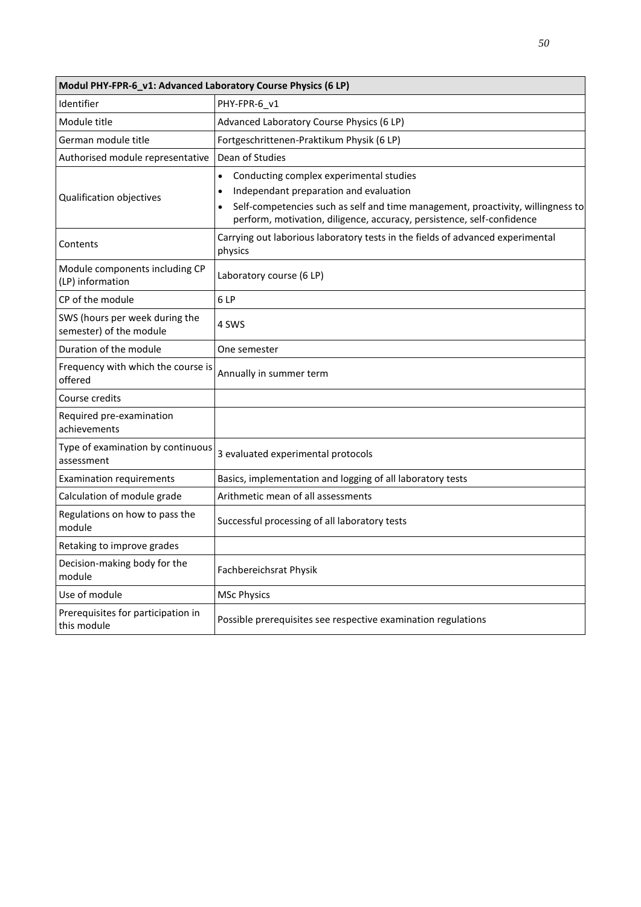| Modul PHY-FPR-6_v1: Advanced Laboratory Course Physics (6 LP) | |
|---|---|
| Identifier | PHY-FPR-6_v1 |
| Module title | Advanced Laboratory Course Physics (6 LP) |
| German module title | Fortgeschrittenen-Praktikum Physik (6 LP) |
| Authorised module representative | Dean of Studies |
| Qualification objectives | • Conducting complex experimental studies<br>• Independant preparation and evaluation<br>• Self-competencies such as self and time management, proactivity, willingness to perform, motivation, diligence, accuracy, persistence, self-confidence |
| Contents | Carrying out laborious laboratory tests in the fields of advanced experimental physics |
| Module components including CP (LP) information | Laboratory course (6 LP) |
| CP of the module | 6 LP |
| SWS (hours per week during the semester) of the module | 4 SWS |
| Duration of the module | One semester |
| Frequency with which the course is offered | Annually in summer term |
| Course credits | |
| Required pre-examination achievements | |
| Type of examination by continuous assessment | 3 evaluated experimental protocols |
| Examination requirements | Basics, implementation and logging of all laboratory tests |
| Calculation of module grade | Arithmetic mean of all assessments |
| Regulations on how to pass the module | Successful processing of all laboratory tests |
| Retaking to improve grades | |
| Decision-making body for the module | Fachbereichsrat Physik |
| Use of module | MSc Physics |
| Prerequisites for participation in this module | Possible prerequisites see respective examination regulations |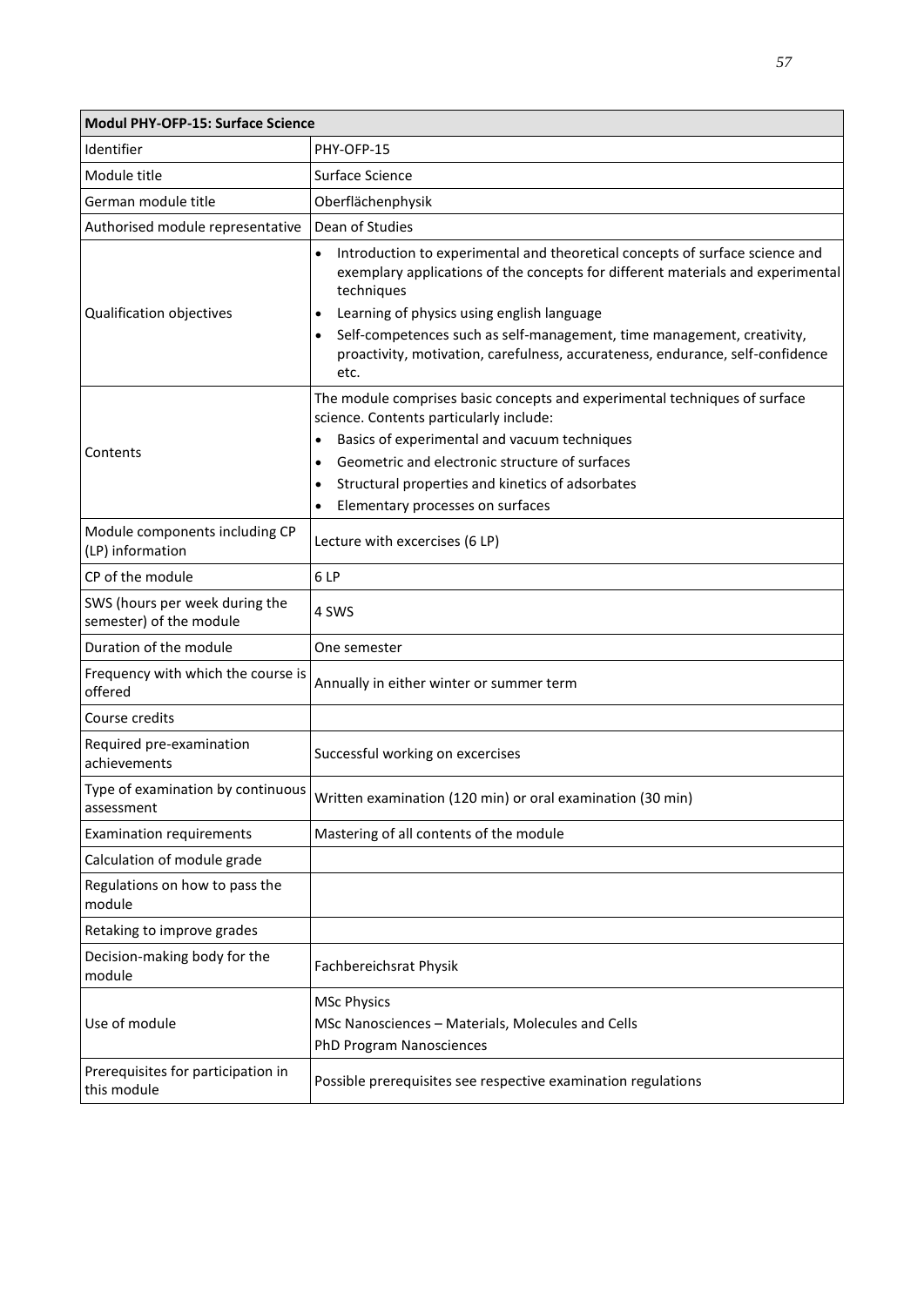| Modul PHY-OFP-15: Surface Science | |
|---|---|
| Identifier | PHY-OFP-15 |
| Module title | Surface Science |
| German module title | Oberflächenphysik |
| Authorised module representative | Dean of Studies |
| Qualification objectives | • Introduction to experimental and theoretical concepts of surface science and exemplary applications of the concepts for different materials and experimental techniques<br>• Learning of physics using english language<br>• Self-competences such as self-management, time management, creativity, proactivity, motivation, carefulness, accurateness, endurance, self-confidence etc. |
| Contents | The module comprises basic concepts and experimental techniques of surface science. Contents particularly include:<br>• Basics of experimental and vacuum techniques<br>• Geometric and electronic structure of surfaces<br>• Structural properties and kinetics of adsorbates<br>• Elementary processes on surfaces |
| Module components including CP (LP) information | Lecture with excercises (6 LP) |
| CP of the module | 6 LP |
| SWS (hours per week during the semester) of the module | 4 SWS |
| Duration of the module | One semester |
| Frequency with which the course is offered | Annually in either winter or summer term |
| Course credits | |
| Required pre-examination achievements | Successful working on excercises |
| Type of examination by continuous assessment | Written examination (120 min) or oral examination (30 min) |
| Examination requirements | Mastering of all contents of the module |
| Calculation of module grade | |
| Regulations on how to pass the module | |
| Retaking to improve grades | |
| Decision-making body for the module | Fachbereichsrat Physik |
| Use of module | MSc Physics<br>MSc Nanosciences – Materials, Molecules and Cells<br>PhD Program Nanosciences |
| Prerequisites for participation in this module | Possible prerequisites see respective examination regulations |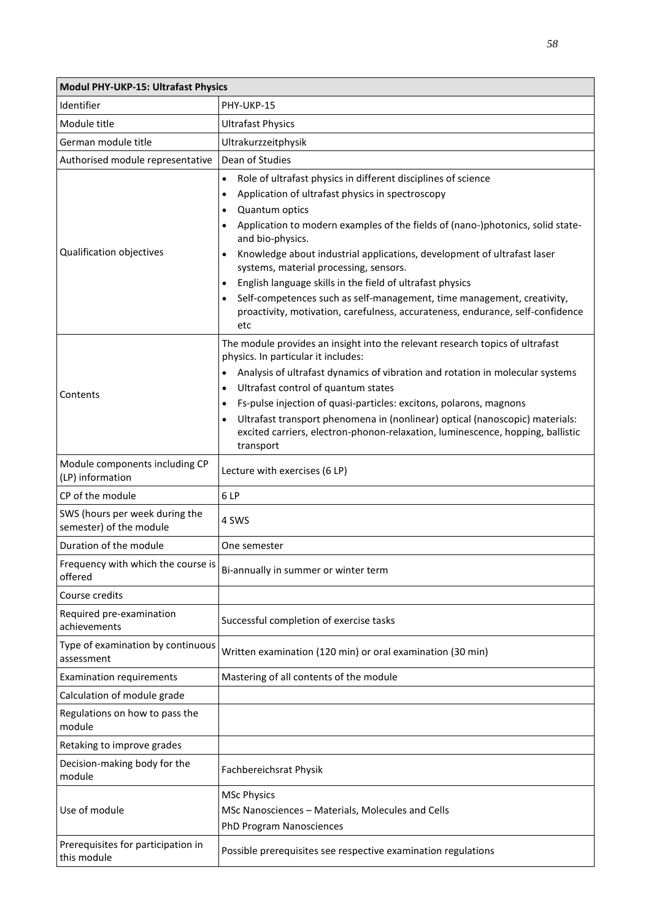| Modul PHY-UKP-15: Ultrafast Physics | |
|---|---|
| Identifier | PHY-UKP-15 |
| Module title | Ultrafast Physics |
| German module title | Ultrakurzzeitphysik |
| Authorised module representative | Dean of Studies |
| Qualification objectives | • Role of ultrafast physics in different disciplines of science<br>• Application of ultrafast physics in spectroscopy<br>• Quantum optics<br>• Application to modern examples of the fields of (nano-)photonics, solid state- and bio-physics.<br>• Knowledge about industrial applications, development of ultrafast laser systems, material processing, sensors.<br>• English language skills in the field of ultrafast physics<br>• Self-competences such as self-management, time management, creativity, proactivity, motivation, carefulness, accurateness, endurance, self-confidence etc |
| Contents | The module provides an insight into the relevant research topics of ultrafast physics. In particular it includes:<br>• Analysis of ultrafast dynamics of vibration and rotation in molecular systems<br>• Ultrafast control of quantum states<br>• Fs-pulse injection of quasi-particles: excitons, polarons, magnons<br>• Ultrafast transport phenomena in (nonlinear) optical (nanoscopic) materials: excited carriers, electron-phonon-relaxation, luminescence, hopping, ballistic transport |
| Module components including CP (LP) information | Lecture with exercises (6 LP) |
| CP of the module | 6 LP |
| SWS (hours per week during the semester) of the module | 4 SWS |
| Duration of the module | One semester |
| Frequency with which the course is offered | Bi-annually in summer or winter term |
| Course credits | |
| Required pre-examination achievements | Successful completion of exercise tasks |
| Type of examination by continuous assessment | Written examination (120 min) or oral examination (30 min) |
| Examination requirements | Mastering of all contents of the module |
| Calculation of module grade | |
| Regulations on how to pass the module | |
| Retaking to improve grades | |
| Decision-making body for the module | Fachbereichsrat Physik |
| Use of module | MSc Physics<br>MSc Nanosciences – Materials, Molecules and Cells<br>PhD Program Nanosciences |
| Prerequisites for participation in this module | Possible prerequisites see respective examination regulations |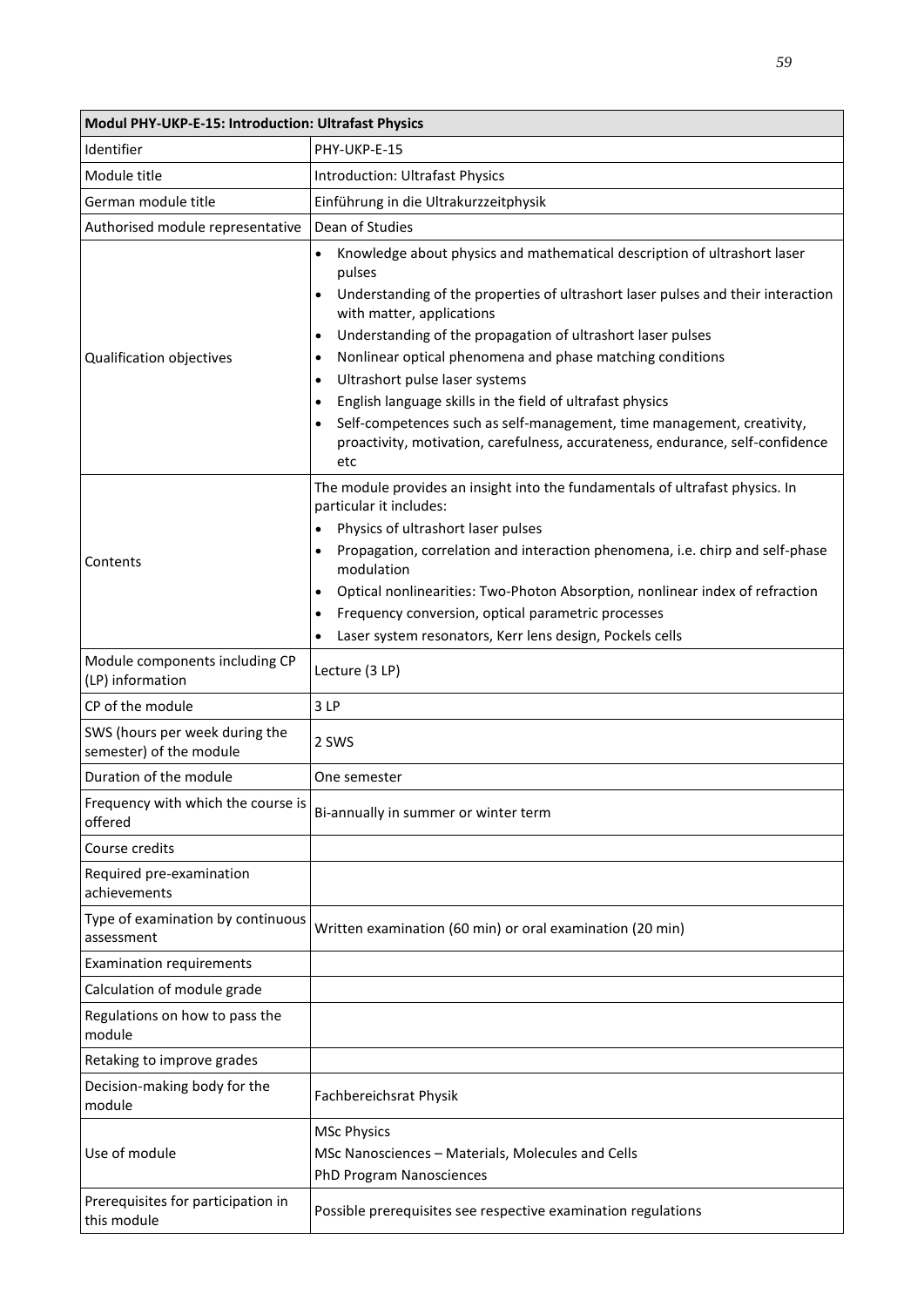| Modul PHY-UKP-E-15: Introduction: Ultrafast Physics | |
|---|---|
| Identifier | PHY-UKP-E-15 |
| Module title | Introduction: Ultrafast Physics |
| German module title | Einführung in die Ultrakurzzeitphysik |
| Authorised module representative | Dean of Studies |
| Qualification objectives | • Knowledge about physics and mathematical description of ultrashort laser pulses<br>• Understanding of the properties of ultrashort laser pulses and their interaction with matter, applications<br>• Understanding of the propagation of ultrashort laser pulses<br>• Nonlinear optical phenomena and phase matching conditions<br>• Ultrashort pulse laser systems<br>• English language skills in the field of ultrafast physics<br>• Self-competences such as self-management, time management, creativity, proactivity, motivation, carefulness, accurateness, endurance, self-confidence etc |
| Contents | The module provides an insight into the fundamentals of ultrafast physics. In particular it includes:<br>• Physics of ultrashort laser pulses<br>• Propagation, correlation and interaction phenomena, i.e. chirp and self-phase modulation<br>• Optical nonlinearities: Two-Photon Absorption, nonlinear index of refraction<br>• Frequency conversion, optical parametric processes<br>• Laser system resonators, Kerr lens design, Pockels cells |
| Module components including CP (LP) information | Lecture (3 LP) |
| CP of the module | 3 LP |
| SWS (hours per week during the semester) of the module | 2 SWS |
| Duration of the module | One semester |
| Frequency with which the course is offered | Bi-annually in summer or winter term |
| Course credits | |
| Required pre-examination achievements | |
| Type of examination by continuous assessment | Written examination (60 min) or oral examination (20 min) |
| Examination requirements | |
| Calculation of module grade | |
| Regulations on how to pass the module | |
| Retaking to improve grades | |
| Decision-making body for the module | Fachbereichsrat Physik |
| Use of module | MSc Physics<br>MSc Nanosciences – Materials, Molecules and Cells<br>PhD Program Nanosciences |
| Prerequisites for participation in this module | Possible prerequisites see respective examination regulations |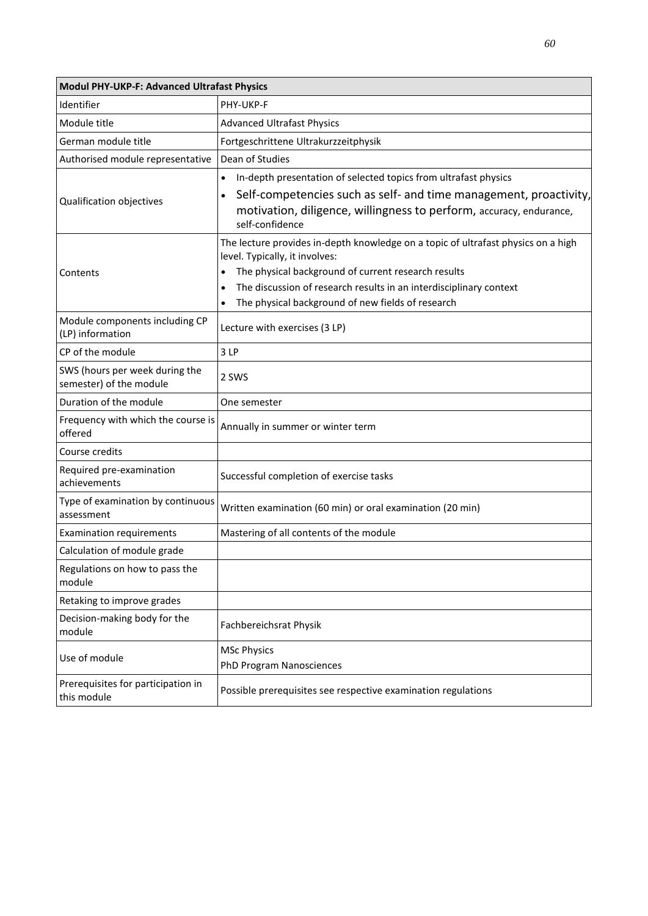| Modul PHY-UKP-F: Advanced Ultrafast Physics | |
|---|---|
| Identifier | PHY-UKP-F |
| Module title | Advanced Ultrafast Physics |
| German module title | Fortgeschrittene Ultrakurzzeitphysik |
| Authorised module representative | Dean of Studies |
| Qualification objectives | • In-depth presentation of selected topics from ultrafast physics<br>• Self-competencies such as self- and time management, proactivity, motivation, diligence, willingness to perform, accuracy, endurance, self-confidence |
| Contents | The lecture provides in-depth knowledge on a topic of ultrafast physics on a high level. Typically, it involves:<br>• The physical background of current research results<br>• The discussion of research results in an interdisciplinary context<br>• The physical background of new fields of research |
| Module components including CP (LP) information | Lecture with exercises (3 LP) |
| CP of the module | 3 LP |
| SWS (hours per week during the semester) of the module | 2 SWS |
| Duration of the module | One semester |
| Frequency with which the course is offered | Annually in summer or winter term |
| Course credits | |
| Required pre-examination achievements | Successful completion of exercise tasks |
| Type of examination by continuous assessment | Written examination (60 min) or oral examination (20 min) |
| Examination requirements | Mastering of all contents of the module |
| Calculation of module grade | |
| Regulations on how to pass the module | |
| Retaking to improve grades | |
| Decision-making body for the module | Fachbereichsrat Physik |
| Use of module | MSc Physics<br>PhD Program Nanosciences |
| Prerequisites for participation in this module | Possible prerequisites see respective examination regulations |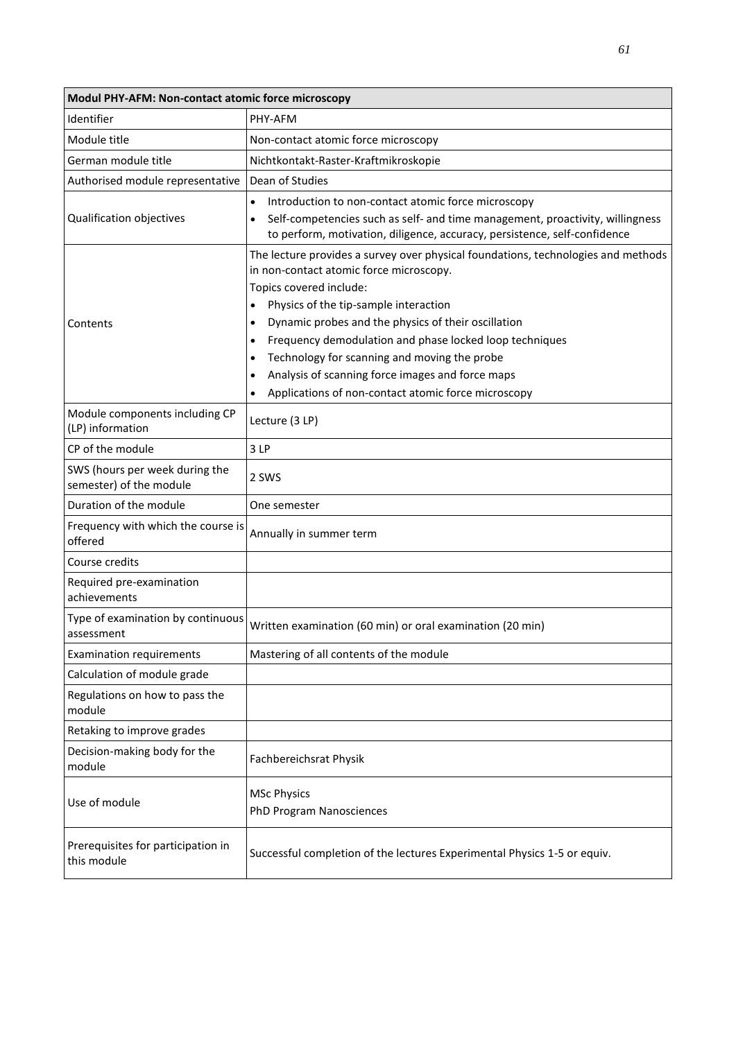| Modul PHY-AFM: Non-contact atomic force microscopy | |
|---|---|
| Identifier | PHY-AFM |
| Module title | Non-contact atomic force microscopy |
| German module title | Nichtkontakt-Raster-Kraftmikroskopie |
| Authorised module representative | Dean of Studies |
| Qualification objectives | • Introduction to non-contact atomic force microscopy<br>• Self-competencies such as self- and time management, proactivity, willingness to perform, motivation, diligence, accuracy, persistence, self-confidence |
| Contents | The lecture provides a survey over physical foundations, technologies and methods in non-contact atomic force microscopy.<br>Topics covered include:<br>• Physics of the tip-sample interaction<br>• Dynamic probes and the physics of their oscillation<br>• Frequency demodulation and phase locked loop techniques<br>• Technology for scanning and moving the probe<br>• Analysis of scanning force images and force maps<br>• Applications of non-contact atomic force microscopy |
| Module components including CP (LP) information | Lecture (3 LP) |
| CP of the module | 3 LP |
| SWS (hours per week during the semester) of the module | 2 SWS |
| Duration of the module | One semester |
| Frequency with which the course is offered | Annually in summer term |
| Course credits | |
| Required pre-examination achievements | |
| Type of examination by continuous assessment | Written examination (60 min) or oral examination (20 min) |
| Examination requirements | Mastering of all contents of the module |
| Calculation of module grade | |
| Regulations on how to pass the module | |
| Retaking to improve grades | |
| Decision-making body for the module | Fachbereichsrat Physik |
| Use of module | MSc Physics<br>PhD Program Nanosciences |
| Prerequisites for participation in this module | Successful completion of the lectures Experimental Physics 1-5 or equiv. |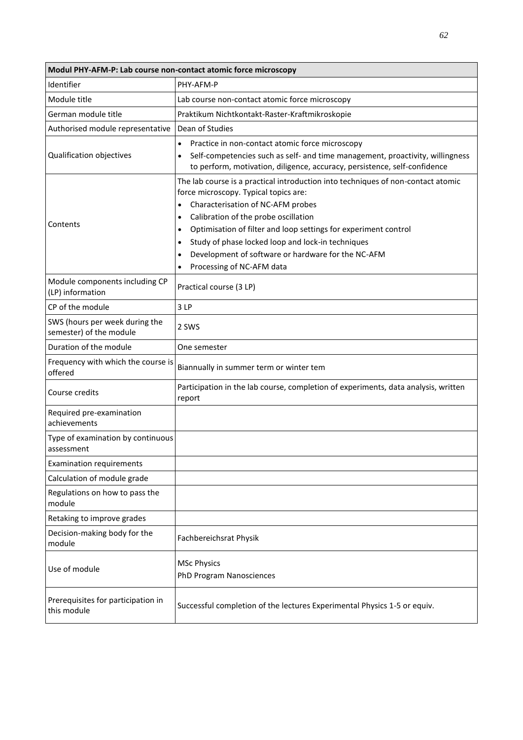| Modul PHY-AFM-P: Lab course non-contact atomic force microscopy | |
|---|---|
| Identifier | PHY-AFM-P |
| Module title | Lab course non-contact atomic force microscopy |
| German module title | Praktikum Nichtkontakt-Raster-Kraftmikroskopie |
| Authorised module representative | Dean of Studies |
| Qualification objectives | • Practice in non-contact atomic force microscopy<br>• Self-competencies such as self- and time management, proactivity, willingness to perform, motivation, diligence, accuracy, persistence, self-confidence |
| Contents | The lab course is a practical introduction into techniques of non-contact atomic force microscopy. Typical topics are:<br>• Characterisation of NC-AFM probes<br>• Calibration of the probe oscillation<br>• Optimisation of filter and loop settings for experiment control<br>• Study of phase locked loop and lock-in techniques<br>• Development of software or hardware for the NC-AFM<br>• Processing of NC-AFM data |
| Module components including CP (LP) information | Practical course (3 LP) |
| CP of the module | 3 LP |
| SWS (hours per week during the semester) of the module | 2 SWS |
| Duration of the module | One semester |
| Frequency with which the course is offered | Biannually in summer term or winter tem |
| Course credits | Participation in the lab course, completion of experiments, data analysis, written report |
| Required pre-examination achievements | |
| Type of examination by continuous assessment | |
| Examination requirements | |
| Calculation of module grade | |
| Regulations on how to pass the module | |
| Retaking to improve grades | |
| Decision-making body for the module | Fachbereichsrat Physik |
| Use of module | MSc Physics<br>PhD Program Nanosciences |
| Prerequisites for participation in this module | Successful completion of the lectures Experimental Physics 1-5 or equiv. |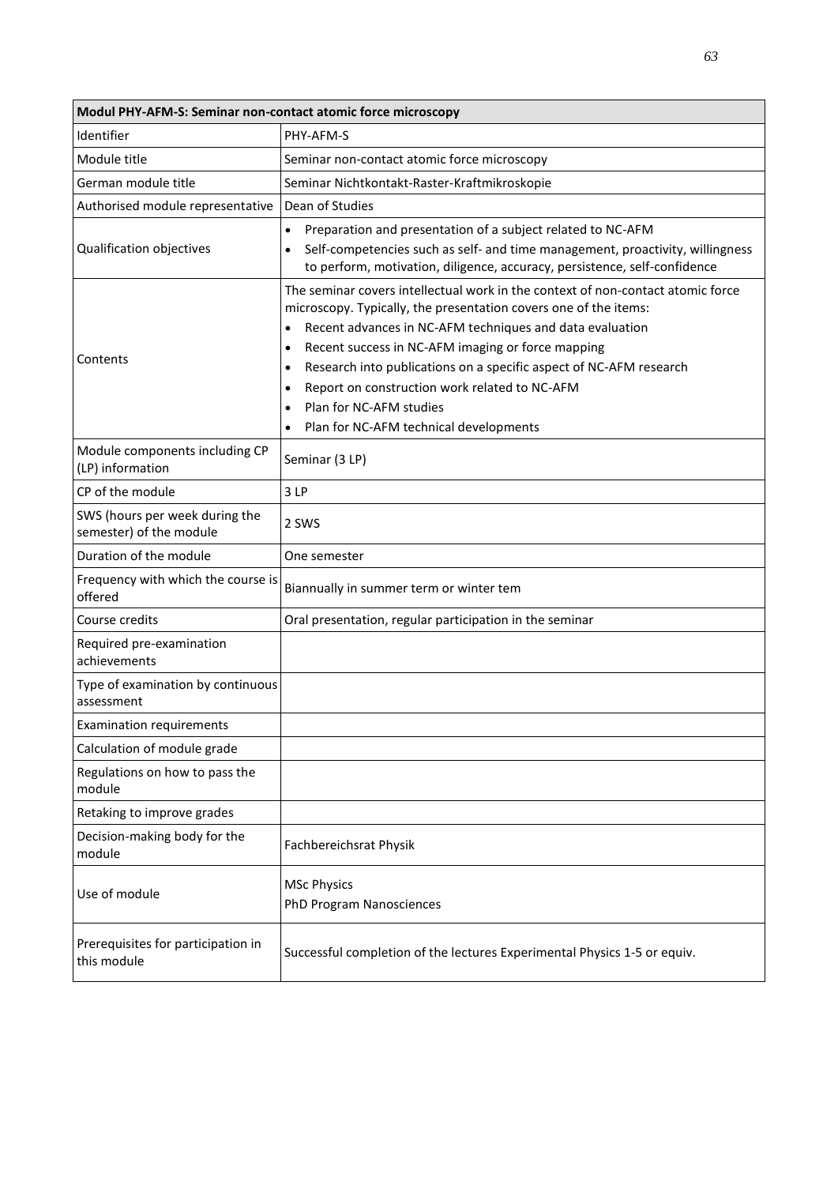| Modul PHY-AFM-S: Seminar non-contact atomic force microscopy | |
|---|---|
| Identifier | PHY-AFM-S |
| Module title | Seminar non-contact atomic force microscopy |
| German module title | Seminar Nichtkontakt-Raster-Kraftmikroskopie |
| Authorised module representative | Dean of Studies |
| Qualification objectives | • Preparation and presentation of a subject related to NC-AFM<br>• Self-competencies such as self- and time management, proactivity, willingness to perform, motivation, diligence, accuracy, persistence, self-confidence |
| Contents | The seminar covers intellectual work in the context of non-contact atomic force microscopy. Typically, the presentation covers one of the items:<br>• Recent advances in NC-AFM techniques and data evaluation<br>• Recent success in NC-AFM imaging or force mapping<br>• Research into publications on a specific aspect of NC-AFM research<br>• Report on construction work related to NC-AFM<br>• Plan for NC-AFM studies<br>• Plan for NC-AFM technical developments |
| Module components including CP (LP) information | Seminar (3 LP) |
| CP of the module | 3 LP |
| SWS (hours per week during the semester) of the module | 2 SWS |
| Duration of the module | One semester |
| Frequency with which the course is offered | Biannually in summer term or winter tem |
| Course credits | Oral presentation, regular participation in the seminar |
| Required pre-examination achievements | |
| Type of examination by continuous assessment | |
| Examination requirements | |
| Calculation of module grade | |
| Regulations on how to pass the module | |
| Retaking to improve grades | |
| Decision-making body for the module | Fachbereichsrat Physik |
| Use of module | MSc Physics<br>PhD Program Nanosciences |
| Prerequisites for participation in this module | Successful completion of the lectures Experimental Physics 1-5 or equiv. |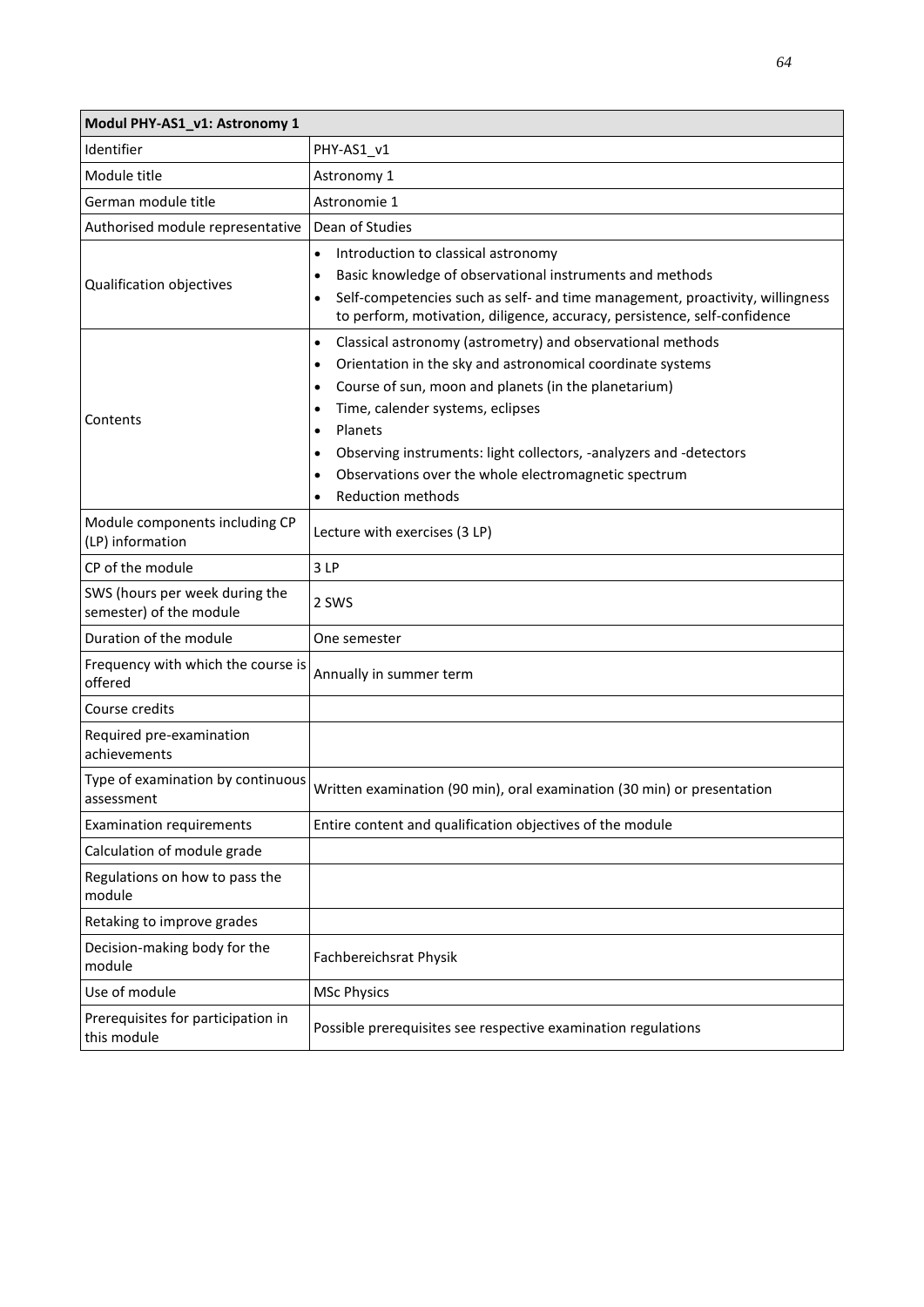| Modul PHY-AS1_v1: Astronomy 1 | |
|---|---|
| Identifier | PHY-AS1_v1 |
| Module title | Astronomy 1 |
| German module title | Astronomie 1 |
| Authorised module representative | Dean of Studies |
| Qualification objectives | • Introduction to classical astronomy<br>• Basic knowledge of observational instruments and methods<br>• Self-competencies such as self- and time management, proactivity, willingness to perform, motivation, diligence, accuracy, persistence, self-confidence |
| Contents | • Classical astronomy (astrometry) and observational methods<br>• Orientation in the sky and astronomical coordinate systems<br>• Course of sun, moon and planets (in the planetarium)<br>• Time, calender systems, eclipses<br>• Planets<br>• Observing instruments: light collectors, -analyzers and -detectors<br>• Observations over the whole electromagnetic spectrum<br>• Reduction methods |
| Module components including CP (LP) information | Lecture with exercises (3 LP) |
| CP of the module | 3 LP |
| SWS (hours per week during the semester) of the module | 2 SWS |
| Duration of the module | One semester |
| Frequency with which the course is offered | Annually in summer term |
| Course credits | |
| Required pre-examination achievements | |
| Type of examination by continuous assessment | Written examination (90 min), oral examination (30 min) or presentation |
| Examination requirements | Entire content and qualification objectives of the module |
| Calculation of module grade | |
| Regulations on how to pass the module | |
| Retaking to improve grades | |
| Decision-making body for the module | Fachbereichsrat Physik |
| Use of module | MSc Physics |
| Prerequisites for participation in this module | Possible prerequisites see respective examination regulations |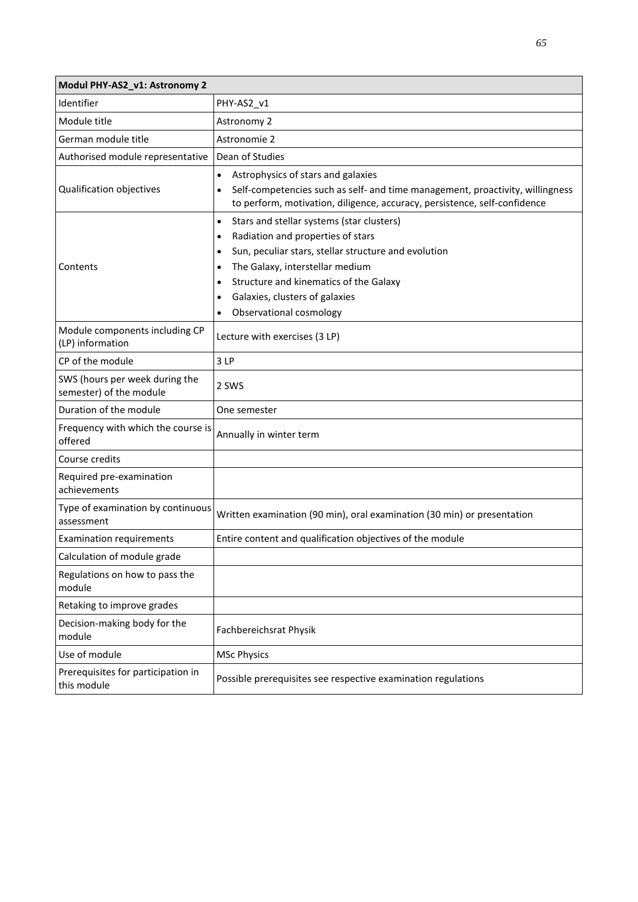| Modul PHY-AS2_v1: Astronomy 2 | |
|---|---|
| Identifier | PHY-AS2_v1 |
| Module title | Astronomy 2 |
| German module title | Astronomie 2 |
| Authorised module representative | Dean of Studies |
| Qualification objectives | • Astrophysics of stars and galaxies<br>• Self-competencies such as self- and time management, proactivity, willingness to perform, motivation, diligence, accuracy, persistence, self-confidence |
| Contents | • Stars and stellar systems (star clusters)<br>• Radiation and properties of stars<br>• Sun, peculiar stars, stellar structure and evolution<br>• The Galaxy, interstellar medium<br>• Structure and kinematics of the Galaxy<br>• Galaxies, clusters of galaxies<br>• Observational cosmology |
| Module components including CP (LP) information | Lecture with exercises (3 LP) |
| CP of the module | 3 LP |
| SWS (hours per week during the semester) of the module | 2 SWS |
| Duration of the module | One semester |
| Frequency with which the course is offered | Annually in winter term |
| Course credits | |
| Required pre-examination achievements | |
| Type of examination by continuous assessment | Written examination (90 min), oral examination (30 min) or presentation |
| Examination requirements | Entire content and qualification objectives of the module |
| Calculation of module grade | |
| Regulations on how to pass the module | |
| Retaking to improve grades | |
| Decision-making body for the module | Fachbereichsrat Physik |
| Use of module | MSc Physics |
| Prerequisites for participation in this module | Possible prerequisites see respective examination regulations |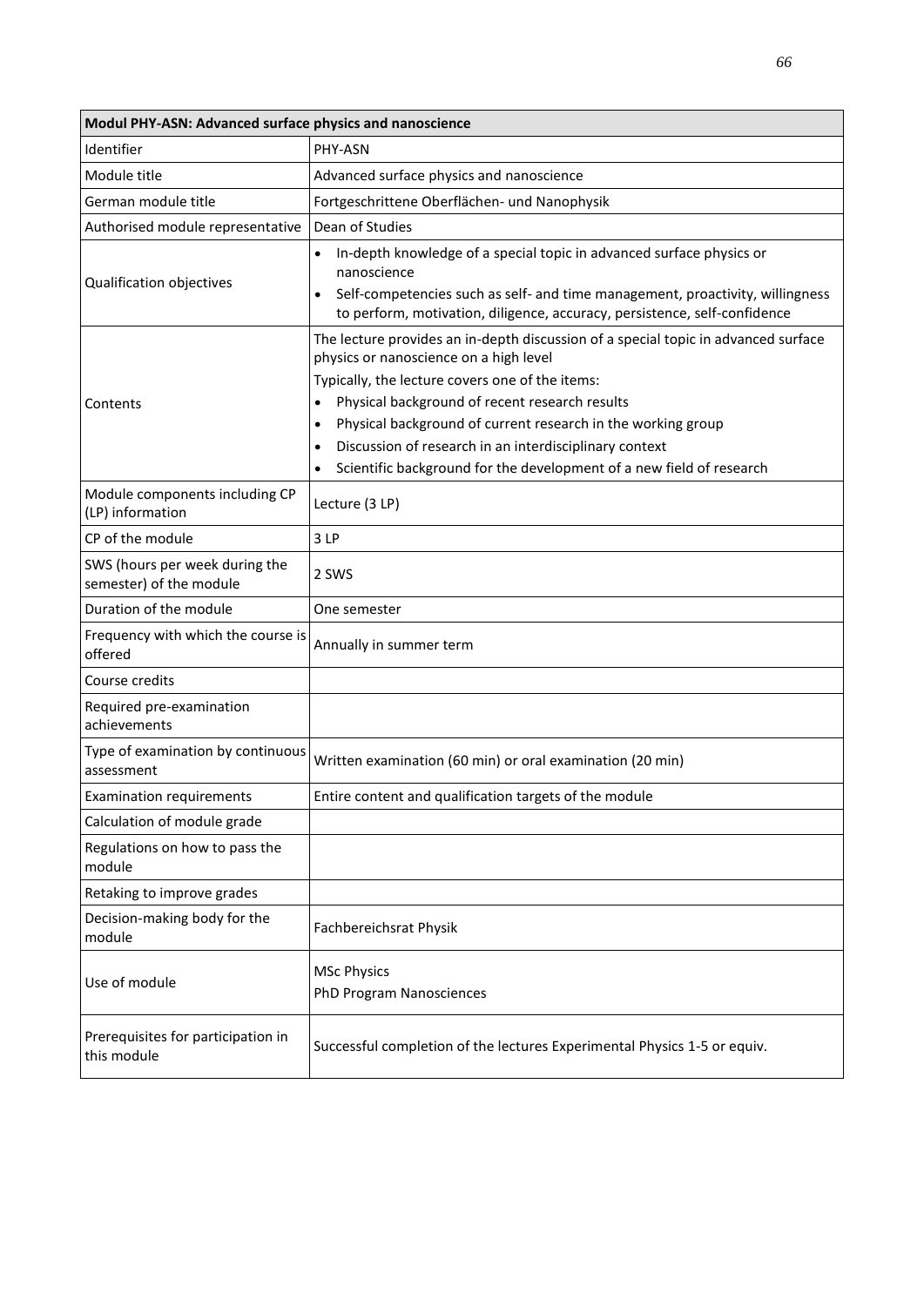| Modul PHY-ASN: Advanced surface physics and nanoscience | |
|---|---|
| Identifier | PHY-ASN |
| Module title | Advanced surface physics and nanoscience |
| German module title | Fortgeschrittene Oberflächen- und Nanophysik |
| Authorised module representative | Dean of Studies |
| Qualification objectives | • In-depth knowledge of a special topic in advanced surface physics or nanoscience<br>• Self-competencies such as self- and time management, proactivity, willingness to perform, motivation, diligence, accuracy, persistence, self-confidence |
| Contents | The lecture provides an in-depth discussion of a special topic in advanced surface physics or nanoscience on a high level<br>Typically, the lecture covers one of the items:<br>• Physical background of recent research results<br>• Physical background of current research in the working group<br>• Discussion of research in an interdisciplinary context<br>• Scientific background for the development of a new field of research |
| Module components including CP (LP) information | Lecture (3 LP) |
| CP of the module | 3 LP |
| SWS (hours per week during the semester) of the module | 2 SWS |
| Duration of the module | One semester |
| Frequency with which the course is offered | Annually in summer term |
| Course credits | |
| Required pre-examination achievements | |
| Type of examination by continuous assessment | Written examination (60 min) or oral examination (20 min) |
| Examination requirements | Entire content and qualification targets of the module |
| Calculation of module grade | |
| Regulations on how to pass the module | |
| Retaking to improve grades | |
| Decision-making body for the module | Fachbereichsrat Physik |
| Use of module | MSc Physics<br>PhD Program Nanosciences |
| Prerequisites for participation in this module | Successful completion of the lectures Experimental Physics 1-5 or equiv. |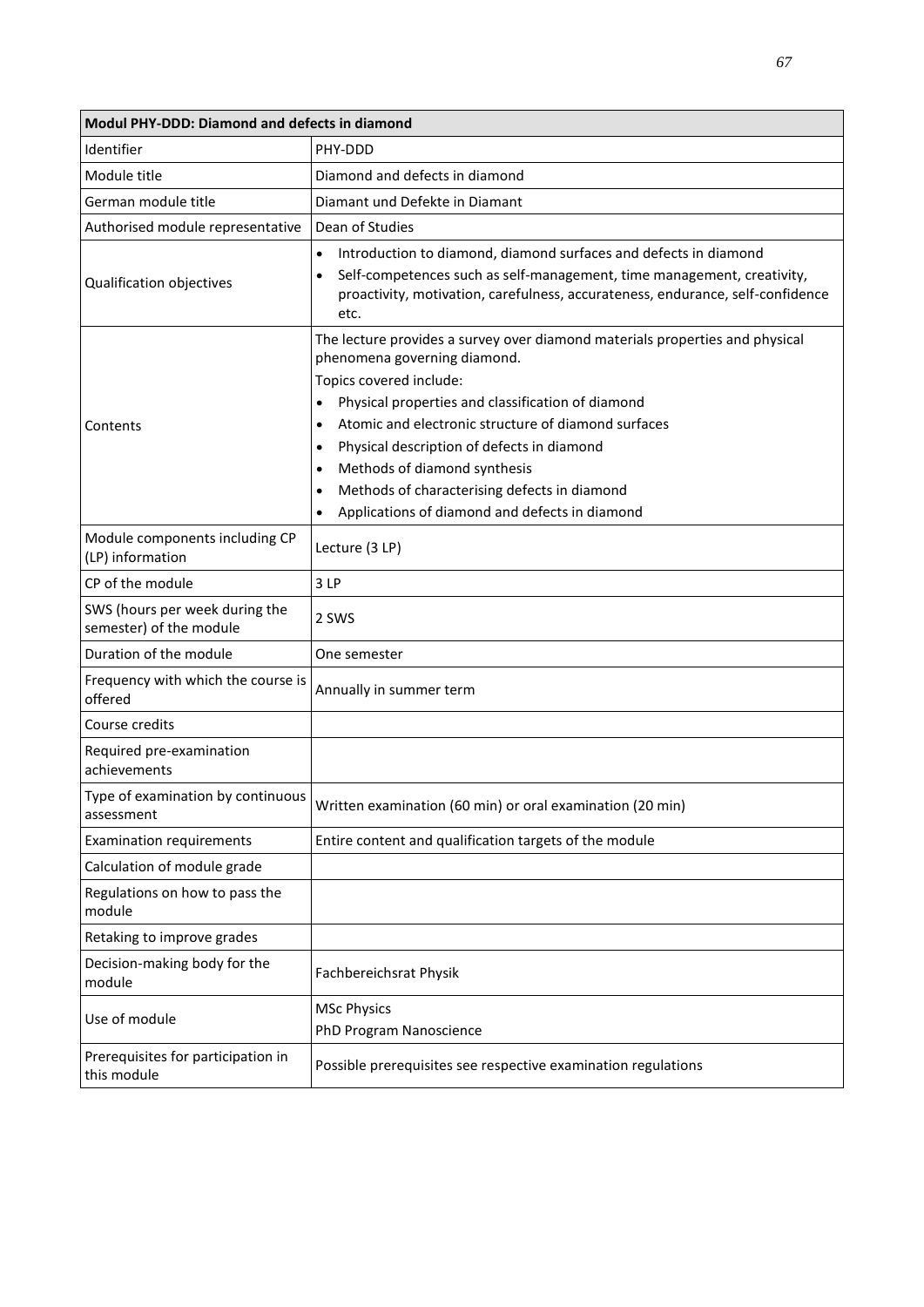| Modul PHY-DDD: Diamond and defects in diamond | |
|---|---|
| Identifier | PHY-DDD |
| Module title | Diamond and defects in diamond |
| German module title | Diamant und Defekte in Diamant |
| Authorised module representative | Dean of Studies |
| Qualification objectives | • Introduction to diamond, diamond surfaces and defects in diamond<br>• Self-competences such as self-management, time management, creativity, proactivity, motivation, carefulness, accurateness, endurance, self-confidence etc. |
| Contents | The lecture provides a survey over diamond materials properties and physical phenomena governing diamond.<br>Topics covered include:<br>• Physical properties and classification of diamond<br>• Atomic and electronic structure of diamond surfaces<br>• Physical description of defects in diamond<br>• Methods of diamond synthesis<br>• Methods of characterising defects in diamond<br>• Applications of diamond and defects in diamond |
| Module components including CP (LP) information | Lecture (3 LP) |
| CP of the module | 3 LP |
| SWS (hours per week during the semester) of the module | 2 SWS |
| Duration of the module | One semester |
| Frequency with which the course is offered | Annually in summer term |
| Course credits | |
| Required pre-examination achievements | |
| Type of examination by continuous assessment | Written examination (60 min) or oral examination (20 min) |
| Examination requirements | Entire content and qualification targets of the module |
| Calculation of module grade | |
| Regulations on how to pass the module | |
| Retaking to improve grades | |
| Decision-making body for the module | Fachbereichsrat Physik |
| Use of module | MSc Physics<br>PhD Program Nanoscience |
| Prerequisites for participation in this module | Possible prerequisites see respective examination regulations |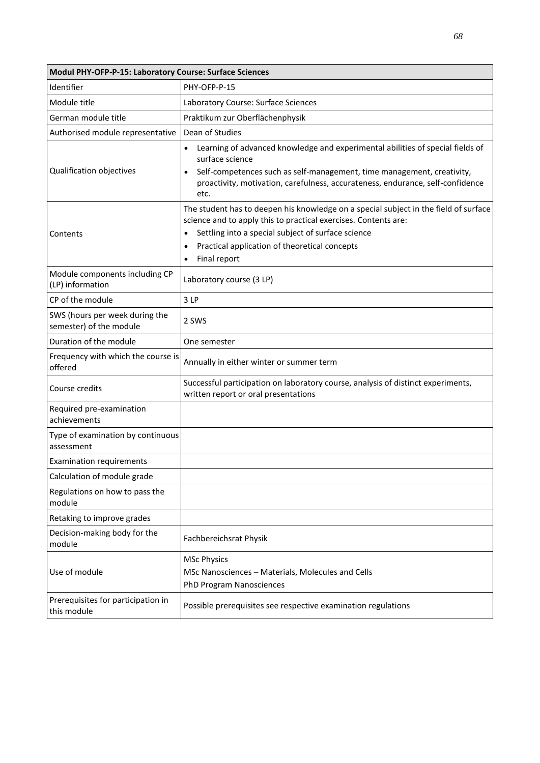| Modul PHY-OFP-P-15: Laboratory Course: Surface Sciences | |
|---|---|
| Identifier | PHY-OFP-P-15 |
| Module title | Laboratory Course: Surface Sciences |
| German module title | Praktikum zur Oberflächenphysik |
| Authorised module representative | Dean of Studies |
| Qualification objectives | • Learning of advanced knowledge and experimental abilities of special fields of surface science<br>• Self-competences such as self-management, time management, creativity, proactivity, motivation, carefulness, accurateness, endurance, self-confidence etc. |
| Contents | The student has to deepen his knowledge on a special subject in the field of surface science and to apply this to practical exercises. Contents are:<br>• Settling into a special subject of surface science<br>• Practical application of theoretical concepts<br>• Final report |
| Module components including CP (LP) information | Laboratory course (3 LP) |
| CP of the module | 3 LP |
| SWS (hours per week during the semester) of the module | 2 SWS |
| Duration of the module | One semester |
| Frequency with which the course is offered | Annually in either winter or summer term |
| Course credits | Successful participation on laboratory course, analysis of distinct experiments, written report or oral presentations |
| Required pre-examination achievements | |
| Type of examination by continuous assessment | |
| Examination requirements | |
| Calculation of module grade | |
| Regulations on how to pass the module | |
| Retaking to improve grades | |
| Decision-making body for the module | Fachbereichsrat Physik |
| Use of module | MSc Physics<br>MSc Nanosciences – Materials, Molecules and Cells<br>PhD Program Nanosciences |
| Prerequisites for participation in this module | Possible prerequisites see respective examination regulations |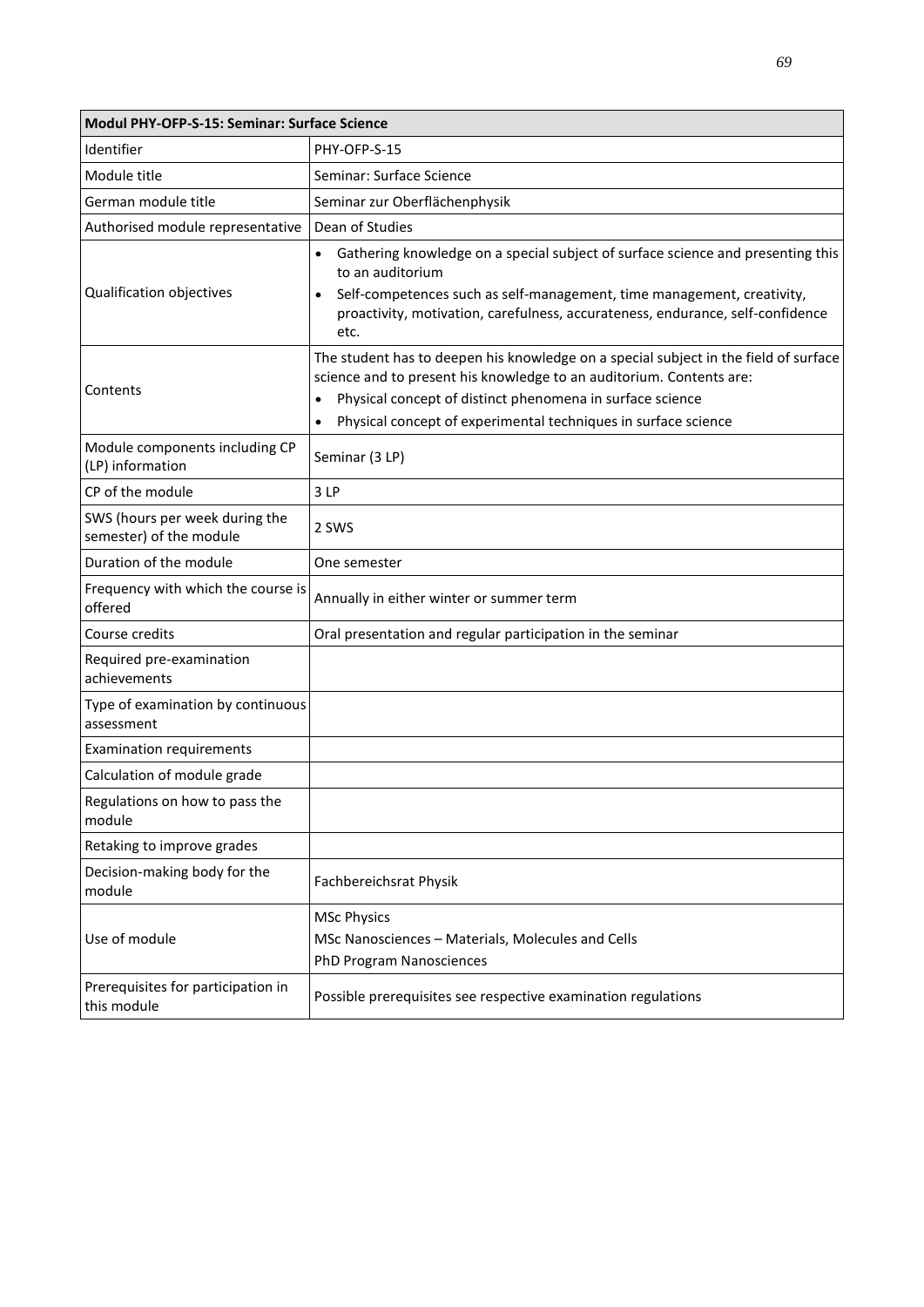| Modul PHY-OFP-S-15: Seminar: Surface Science | |
|---|---|
| Identifier | PHY-OFP-S-15 |
| Module title | Seminar: Surface Science |
| German module title | Seminar zur Oberflächenphysik |
| Authorised module representative | Dean of Studies |
| Qualification objectives | • Gathering knowledge on a special subject of surface science and presenting this to an auditorium<br>• Self-competences such as self-management, time management, creativity, proactivity, motivation, carefulness, accurateness, endurance, self-confidence etc. |
| Contents | The student has to deepen his knowledge on a special subject in the field of surface science and to present his knowledge to an auditorium. Contents are:<br>• Physical concept of distinct phenomena in surface science<br>• Physical concept of experimental techniques in surface science |
| Module components including CP (LP) information | Seminar (3 LP) |
| CP of the module | 3 LP |
| SWS (hours per week during the semester) of the module | 2 SWS |
| Duration of the module | One semester |
| Frequency with which the course is offered | Annually in either winter or summer term |
| Course credits | Oral presentation and regular participation in the seminar |
| Required pre-examination achievements | |
| Type of examination by continuous assessment | |
| Examination requirements | |
| Calculation of module grade | |
| Regulations on how to pass the module | |
| Retaking to improve grades | |
| Decision-making body for the module | Fachbereichsrat Physik |
| Use of module | MSc Physics<br>MSc Nanosciences – Materials, Molecules and Cells<br>PhD Program Nanosciences |
| Prerequisites for participation in this module | Possible prerequisites see respective examination regulations |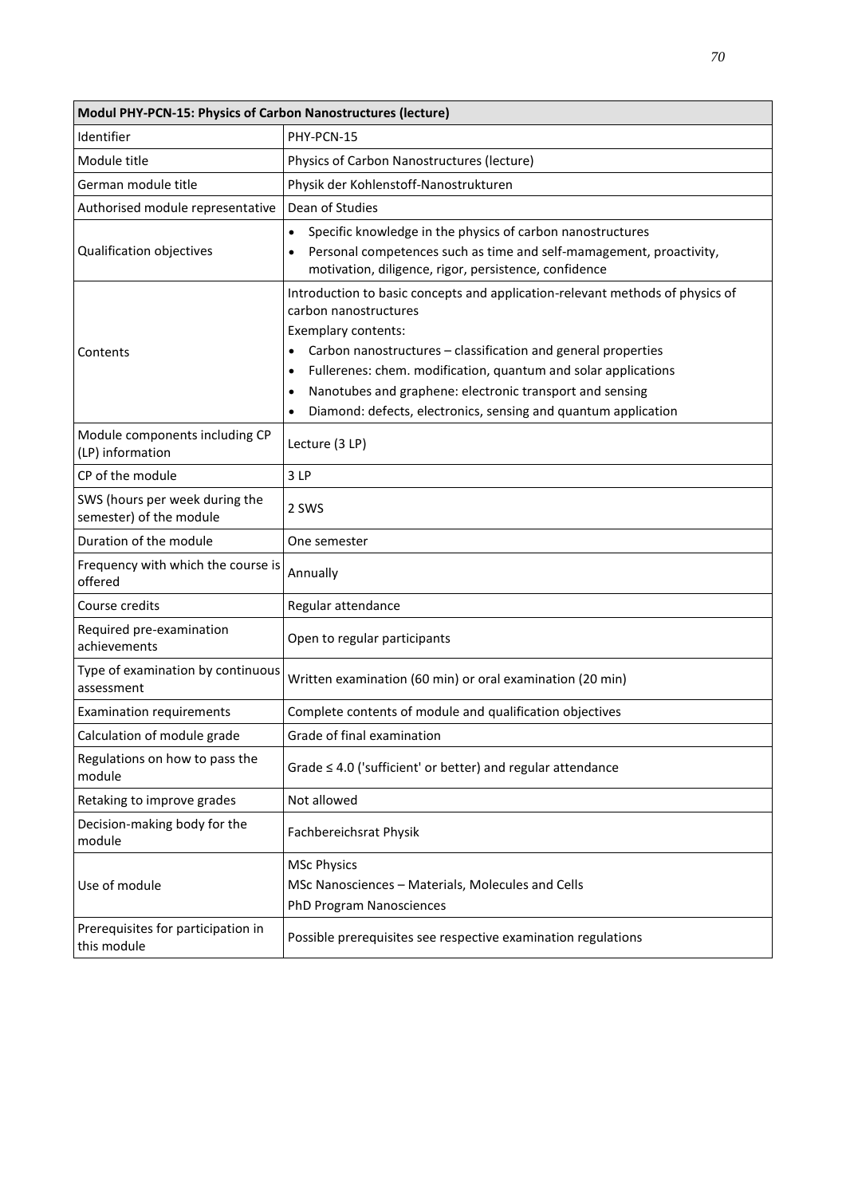| Modul PHY-PCN-15: Physics of Carbon Nanostructures (lecture) | |
|---|---|
| Identifier | PHY-PCN-15 |
| Module title | Physics of Carbon Nanostructures (lecture) |
| German module title | Physik der Kohlenstoff-Nanostrukturen |
| Authorised module representative | Dean of Studies |
| Qualification objectives | • Specific knowledge in the physics of carbon nanostructures<br>• Personal competences such as time and self-mamagement, proactivity, motivation, diligence, rigor, persistence, confidence |
| Contents | Introduction to basic concepts and application-relevant methods of physics of carbon nanostructures<br>Exemplary contents:<br>• Carbon nanostructures – classification and general properties<br>• Fullerenes: chem. modification, quantum and solar applications<br>• Nanotubes and graphene: electronic transport and sensing<br>• Diamond: defects, electronics, sensing and quantum application |
| Module components including CP (LP) information | Lecture (3 LP) |
| CP of the module | 3 LP |
| SWS (hours per week during the semester) of the module | 2 SWS |
| Duration of the module | One semester |
| Frequency with which the course is offered | Annually |
| Course credits | Regular attendance |
| Required pre-examination achievements | Open to regular participants |
| Type of examination by continuous assessment | Written examination (60 min) or oral examination (20 min) |
| Examination requirements | Complete contents of module and qualification objectives |
| Calculation of module grade | Grade of final examination |
| Regulations on how to pass the module | Grade ≤ 4.0 ('sufficient' or better) and regular attendance |
| Retaking to improve grades | Not allowed |
| Decision-making body for the module | Fachbereichsrat Physik |
| Use of module | MSc Physics<br>MSc Nanosciences – Materials, Molecules and Cells<br>PhD Program Nanosciences |
| Prerequisites for participation in this module | Possible prerequisites see respective examination regulations |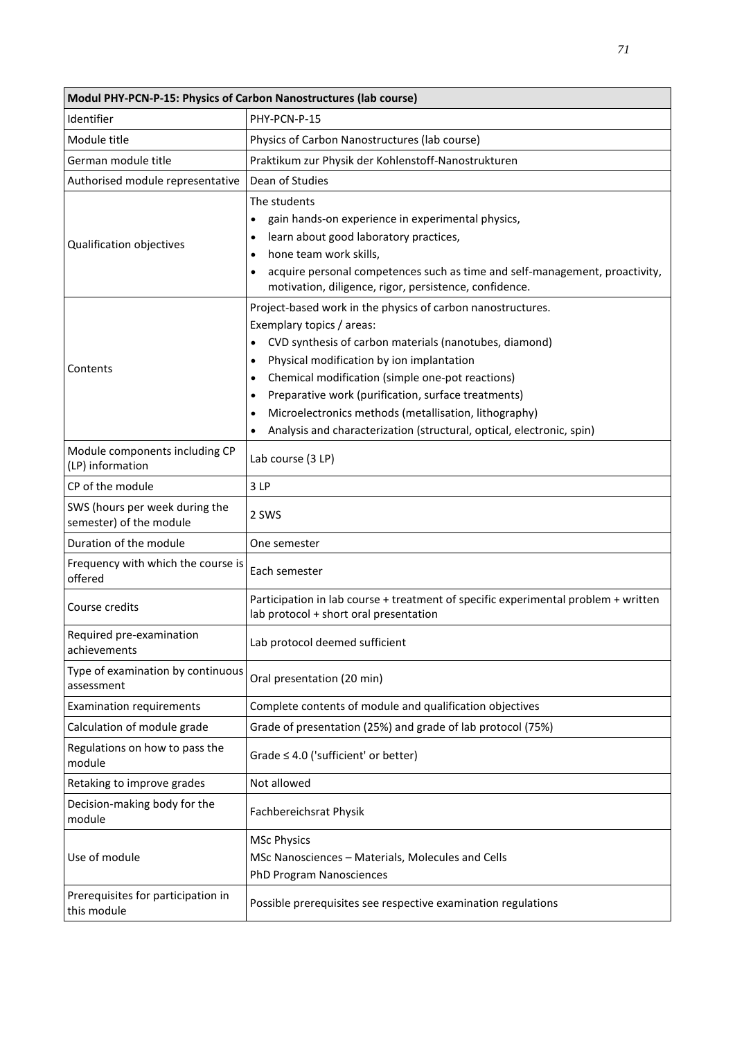| Modul PHY-PCN-P-15: Physics of Carbon Nanostructures (lab course) | |
|---|---|
| Identifier | PHY-PCN-P-15 |
| Module title | Physics of Carbon Nanostructures (lab course) |
| German module title | Praktikum zur Physik der Kohlenstoff-Nanostrukturen |
| Authorised module representative | Dean of Studies |
| Qualification objectives | The students<br>• gain hands-on experience in experimental physics,<br>• learn about good laboratory practices,<br>• hone team work skills,<br>• acquire personal competences such as time and self-management, proactivity, motivation, diligence, rigor, persistence, confidence. |
| Contents | Project-based work in the physics of carbon nanostructures.<br>Exemplary topics / areas:<br>• CVD synthesis of carbon materials (nanotubes, diamond)<br>• Physical modification by ion implantation<br>• Chemical modification (simple one-pot reactions)<br>• Preparative work (purification, surface treatments)<br>• Microelectronics methods (metallisation, lithography)<br>• Analysis and characterization (structural, optical, electronic, spin) |
| Module components including CP (LP) information | Lab course (3 LP) |
| CP of the module | 3 LP |
| SWS (hours per week during the semester) of the module | 2 SWS |
| Duration of the module | One semester |
| Frequency with which the course is offered | Each semester |
| Course credits | Participation in lab course + treatment of specific experimental problem + written lab protocol + short oral presentation |
| Required pre-examination achievements | Lab protocol deemed sufficient |
| Type of examination by continuous assessment | Oral presentation (20 min) |
| Examination requirements | Complete contents of module and qualification objectives |
| Calculation of module grade | Grade of presentation (25%) and grade of lab protocol (75%) |
| Regulations on how to pass the module | Grade ≤ 4.0 ('sufficient' or better) |
| Retaking to improve grades | Not allowed |
| Decision-making body for the module | Fachbereichsrat Physik |
| Use of module | MSc Physics<br>MSc Nanosciences – Materials, Molecules and Cells<br>PhD Program Nanosciences |
| Prerequisites for participation in this module | Possible prerequisites see respective examination regulations |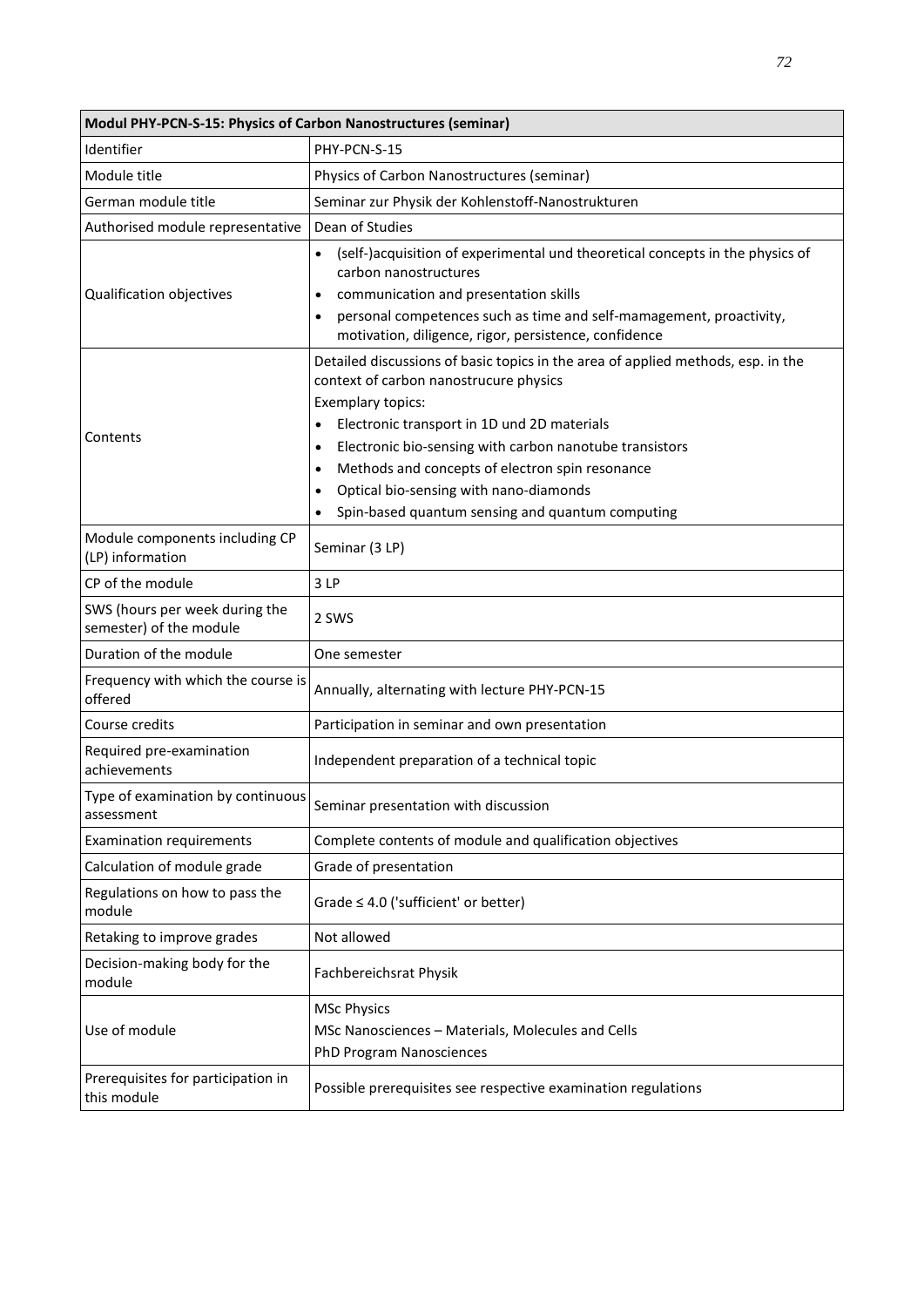| Modul PHY-PCN-S-15: Physics of Carbon Nanostructures (seminar) | |
|---|---|
| Identifier | PHY-PCN-S-15 |
| Module title | Physics of Carbon Nanostructures (seminar) |
| German module title | Seminar zur Physik der Kohlenstoff-Nanostrukturen |
| Authorised module representative | Dean of Studies |
| Qualification objectives | • (self-)acquisition of experimental und theoretical concepts in the physics of carbon nanostructures<br>• communication and presentation skills<br>• personal competences such as time and self-mamagement, proactivity, motivation, diligence, rigor, persistence, confidence |
| Contents | Detailed discussions of basic topics in the area of applied methods, esp. in the context of carbon nanostrucure physics<br>Exemplary topics:<br>• Electronic transport in 1D und 2D materials<br>• Electronic bio-sensing with carbon nanotube transistors<br>• Methods and concepts of electron spin resonance<br>• Optical bio-sensing with nano-diamonds<br>• Spin-based quantum sensing and quantum computing |
| Module components including CP (LP) information | Seminar (3 LP) |
| CP of the module | 3 LP |
| SWS (hours per week during the semester) of the module | 2 SWS |
| Duration of the module | One semester |
| Frequency with which the course is offered | Annually, alternating with lecture PHY-PCN-15 |
| Course credits | Participation in seminar and own presentation |
| Required pre-examination achievements | Independent preparation of a technical topic |
| Type of examination by continuous assessment | Seminar presentation with discussion |
| Examination requirements | Complete contents of module and qualification objectives |
| Calculation of module grade | Grade of presentation |
| Regulations on how to pass the module | Grade ≤ 4.0 ('sufficient' or better) |
| Retaking to improve grades | Not allowed |
| Decision-making body for the module | Fachbereichsrat Physik |
| Use of module | MSc Physics<br>MSc Nanosciences – Materials, Molecules and Cells<br>PhD Program Nanosciences |
| Prerequisites for participation in this module | Possible prerequisites see respective examination regulations |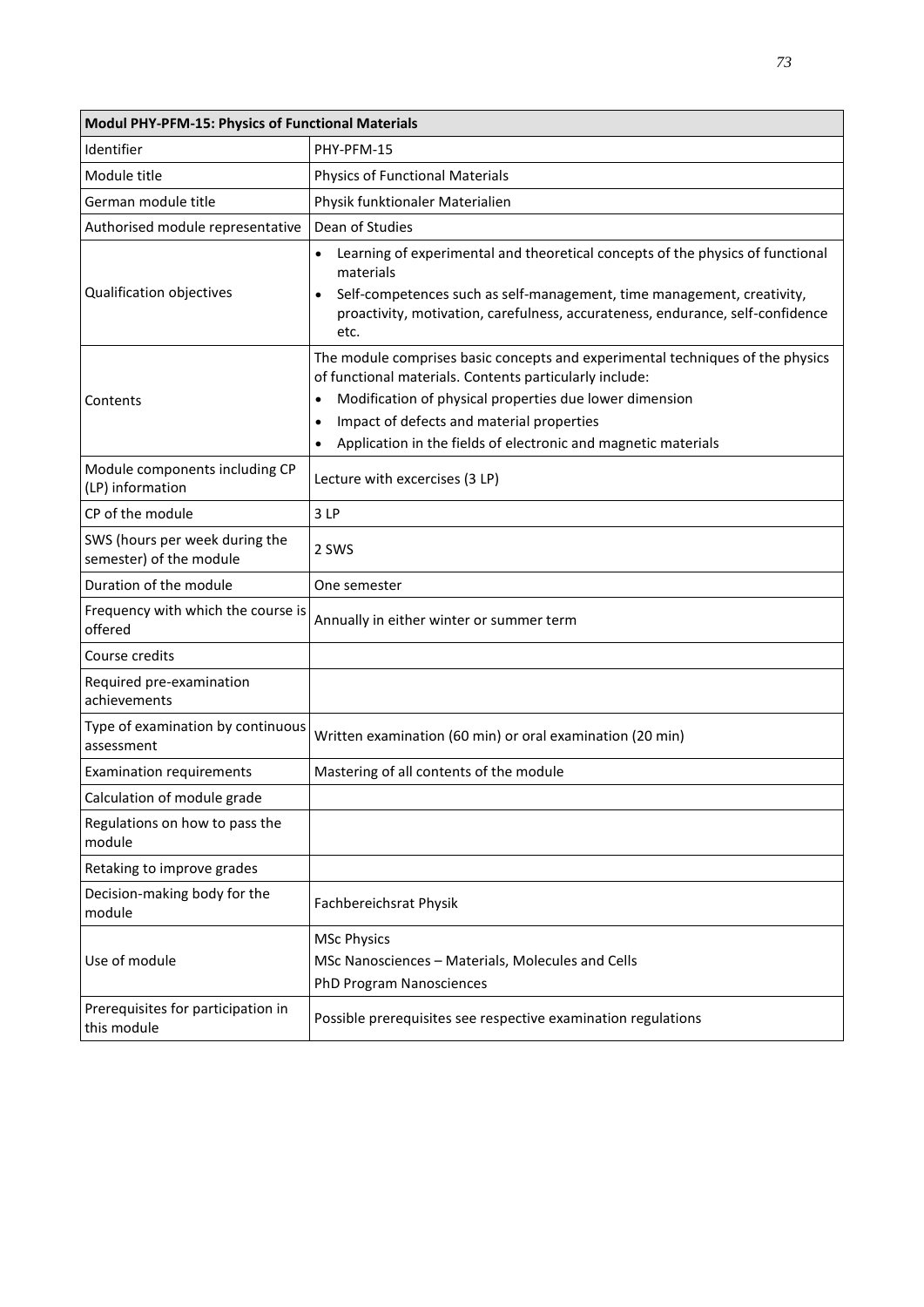| Modul PHY-PFM-15: Physics of Functional Materials | |
|---|---|
| Identifier | PHY-PFM-15 |
| Module title | Physics of Functional Materials |
| German module title | Physik funktionaler Materialien |
| Authorised module representative | Dean of Studies |
| Qualification objectives | • Learning of experimental and theoretical concepts of the physics of functional materials<br>• Self-competences such as self-management, time management, creativity, proactivity, motivation, carefulness, accurateness, endurance, self-confidence etc. |
| Contents | The module comprises basic concepts and experimental techniques of the physics of functional materials. Contents particularly include:<br>• Modification of physical properties due lower dimension<br>• Impact of defects and material properties<br>• Application in the fields of electronic and magnetic materials |
| Module components including CP (LP) information | Lecture with excercises (3 LP) |
| CP of the module | 3 LP |
| SWS (hours per week during the semester) of the module | 2 SWS |
| Duration of the module | One semester |
| Frequency with which the course is offered | Annually in either winter or summer term |
| Course credits | |
| Required pre-examination achievements | |
| Type of examination by continuous assessment | Written examination (60 min) or oral examination (20 min) |
| Examination requirements | Mastering of all contents of the module |
| Calculation of module grade | |
| Regulations on how to pass the module | |
| Retaking to improve grades | |
| Decision-making body for the module | Fachbereichsrat Physik |
| Use of module | MSc Physics<br>MSc Nanosciences – Materials, Molecules and Cells<br>PhD Program Nanosciences |
| Prerequisites for participation in this module | Possible prerequisites see respective examination regulations |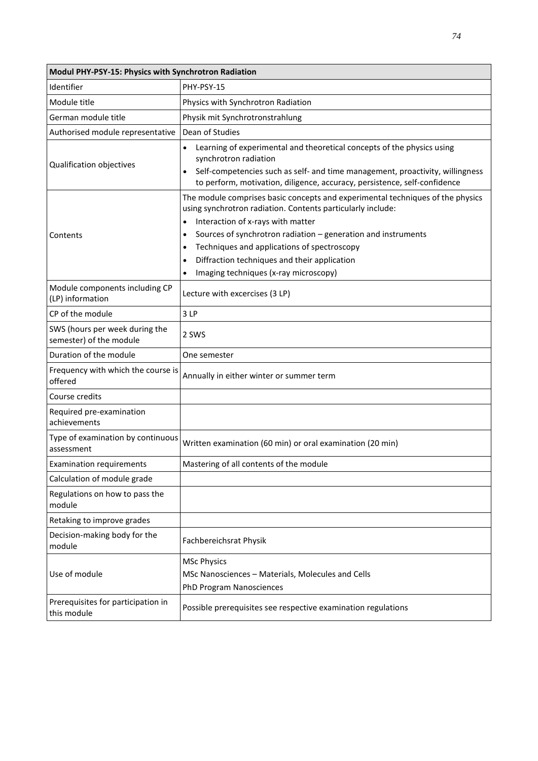| Modul PHY-PSY-15: Physics with Synchrotron Radiation | |
|---|---|
| Identifier | PHY-PSY-15 |
| Module title | Physics with Synchrotron Radiation |
| German module title | Physik mit Synchrotronstrahlung |
| Authorised module representative | Dean of Studies |
| Qualification objectives | • Learning of experimental and theoretical concepts of the physics using synchrotron radiation<br>• Self-competencies such as self- and time management, proactivity, willingness to perform, motivation, diligence, accuracy, persistence, self-confidence |
| Contents | The module comprises basic concepts and experimental techniques of the physics using synchrotron radiation. Contents particularly include:<br>• Interaction of x-rays with matter<br>• Sources of synchrotron radiation – generation and instruments<br>• Techniques and applications of spectroscopy<br>• Diffraction techniques and their application<br>• Imaging techniques (x-ray microscopy) |
| Module components including CP (LP) information | Lecture with excercises (3 LP) |
| CP of the module | 3 LP |
| SWS (hours per week during the semester) of the module | 2 SWS |
| Duration of the module | One semester |
| Frequency with which the course is offered | Annually in either winter or summer term |
| Course credits | |
| Required pre-examination achievements | |
| Type of examination by continuous assessment | Written examination (60 min) or oral examination (20 min) |
| Examination requirements | Mastering of all contents of the module |
| Calculation of module grade | |
| Regulations on how to pass the module | |
| Retaking to improve grades | |
| Decision-making body for the module | Fachbereichsrat Physik |
| Use of module | MSc Physics<br>MSc Nanosciences – Materials, Molecules and Cells<br>PhD Program Nanosciences |
| Prerequisites for participation in this module | Possible prerequisites see respective examination regulations |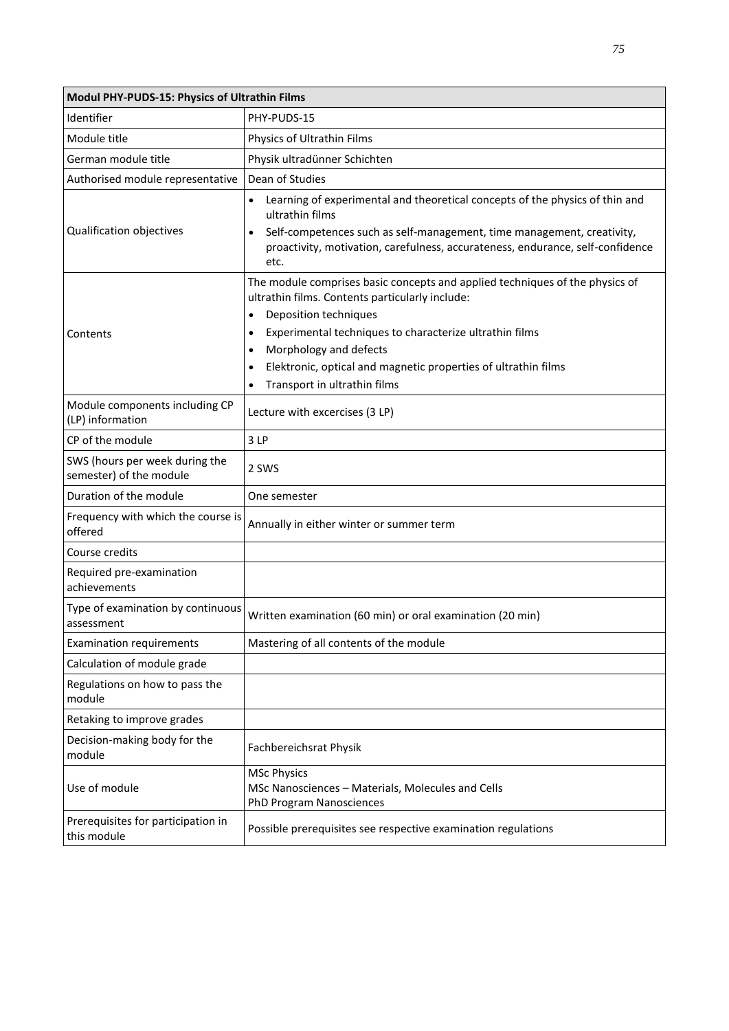| Modul PHY-PUDS-15: Physics of Ultrathin Films | |
|---|---|
| Identifier | PHY-PUDS-15 |
| Module title | Physics of Ultrathin Films |
| German module title | Physik ultradünner Schichten |
| Authorised module representative | Dean of Studies |
| Qualification objectives | • Learning of experimental and theoretical concepts of the physics of thin and ultrathin films<br>• Self-competences such as self-management, time management, creativity, proactivity, motivation, carefulness, accurateness, endurance, self-confidence etc. |
| Contents | The module comprises basic concepts and applied techniques of the physics of ultrathin films. Contents particularly include:<br>• Deposition techniques<br>• Experimental techniques to characterize ultrathin films<br>• Morphology and defects<br>• Elektronic, optical and magnetic properties of ultrathin films<br>• Transport in ultrathin films |
| Module components including CP (LP) information | Lecture with excercises (3 LP) |
| CP of the module | 3 LP |
| SWS (hours per week during the semester) of the module | 2 SWS |
| Duration of the module | One semester |
| Frequency with which the course is offered | Annually in either winter or summer term |
| Course credits | |
| Required pre-examination achievements | |
| Type of examination by continuous assessment | Written examination (60 min) or oral examination (20 min) |
| Examination requirements | Mastering of all contents of the module |
| Calculation of module grade | |
| Regulations on how to pass the module | |
| Retaking to improve grades | |
| Decision-making body for the module | Fachbereichsrat Physik |
| Use of module | MSc Physics<br>MSc Nanosciences – Materials, Molecules and Cells<br>PhD Program Nanosciences |
| Prerequisites for participation in this module | Possible prerequisites see respective examination regulations |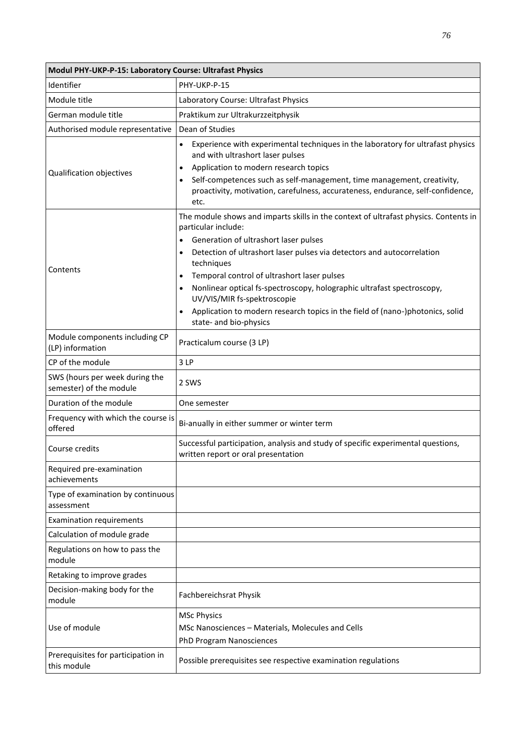| Modul PHY-UKP-P-15: Laboratory Course: Ultrafast Physics | |
|---|---|
| Identifier | PHY-UKP-P-15 |
| Module title | Laboratory Course: Ultrafast Physics |
| German module title | Praktikum zur Ultrakurzzeitphysik |
| Authorised module representative | Dean of Studies |
| Qualification objectives | • Experience with experimental techniques in the laboratory for ultrafast physics and with ultrashort laser pulses<br>• Application to modern research topics<br>• Self-competences such as self-management, time management, creativity, proactivity, motivation, carefulness, accurateness, endurance, self-confidence, etc. |
| Contents | The module shows and imparts skills in the context of ultrafast physics. Contents in particular include:<br>• Generation of ultrashort laser pulses<br>• Detection of ultrashort laser pulses via detectors and autocorrelation techniques<br>• Temporal control of ultrashort laser pulses<br>• Nonlinear optical fs-spectroscopy, holographic ultrafast spectroscopy, UV/VIS/MIR fs-spektroscopie<br>• Application to modern research topics in the field of (nano-)photonics, solid state- and bio-physics |
| Module components including CP (LP) information | Practicalum course (3 LP) |
| CP of the module | 3 LP |
| SWS (hours per week during the semester) of the module | 2 SWS |
| Duration of the module | One semester |
| Frequency with which the course is offered | Bi-anually in either summer or winter term |
| Course credits | Successful participation, analysis and study of specific experimental questions, written report or oral presentation |
| Required pre-examination achievements | |
| Type of examination by continuous assessment | |
| Examination requirements | |
| Calculation of module grade | |
| Regulations on how to pass the module | |
| Retaking to improve grades | |
| Decision-making body for the module | Fachbereichsrat Physik |
| Use of module | MSc Physics<br>MSc Nanosciences – Materials, Molecules and Cells<br>PhD Program Nanosciences |
| Prerequisites for participation in this module | Possible prerequisites see respective examination regulations |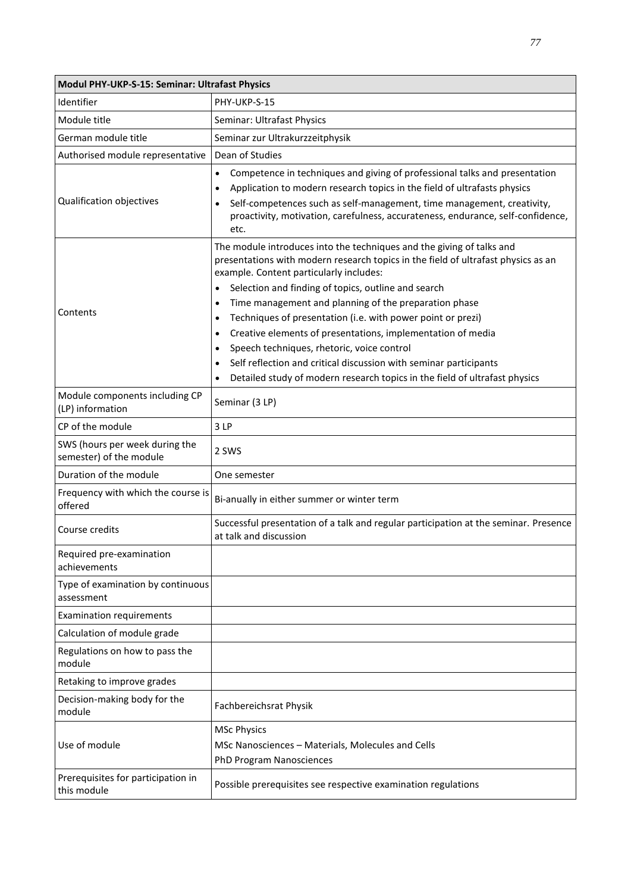| Modul PHY-UKP-S-15: Seminar: Ultrafast Physics | |
|---|---|
| Identifier | PHY-UKP-S-15 |
| Module title | Seminar: Ultrafast Physics |
| German module title | Seminar zur Ultrakurzzeitphysik |
| Authorised module representative | Dean of Studies |
| Qualification objectives | • Competence in techniques and giving of professional talks and presentation<br>• Application to modern research topics in the field of ultrafasts physics<br>• Self-competences such as self-management, time management, creativity, proactivity, motivation, carefulness, accurateness, endurance, self-confidence, etc. |
| Contents | The module introduces into the techniques and the giving of talks and presentations with modern research topics in the field of ultrafast physics as an example. Content particularly includes:<br>• Selection and finding of topics, outline and search<br>• Time management and planning of the preparation phase<br>• Techniques of presentation (i.e. with power point or prezi)<br>• Creative elements of presentations, implementation of media<br>• Speech techniques, rhetoric, voice control<br>• Self reflection and critical discussion with seminar participants<br>• Detailed study of modern research topics in the field of ultrafast physics |
| Module components including CP (LP) information | Seminar (3 LP) |
| CP of the module | 3 LP |
| SWS (hours per week during the semester) of the module | 2 SWS |
| Duration of the module | One semester |
| Frequency with which the course is offered | Bi-anually in either summer or winter term |
| Course credits | Successful presentation of a talk and regular participation at the seminar. Presence at talk and discussion |
| Required pre-examination achievements | |
| Type of examination by continuous assessment | |
| Examination requirements | |
| Calculation of module grade | |
| Regulations on how to pass the module | |
| Retaking to improve grades | |
| Decision-making body for the module | Fachbereichsrat Physik |
| Use of module | MSc Physics<br>MSc Nanosciences – Materials, Molecules and Cells<br>PhD Program Nanosciences |
| Prerequisites for participation in this module | Possible prerequisites see respective examination regulations |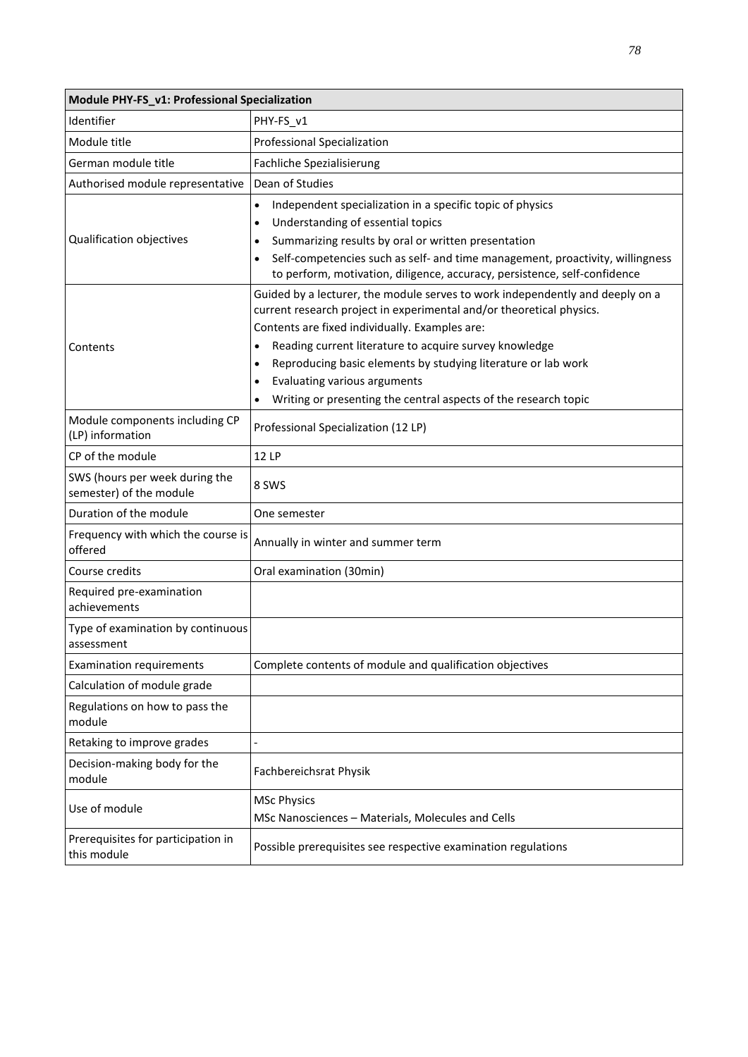| Module PHY-FS_v1: Professional Specialization | |
|---|---|
| Identifier | PHY-FS_v1 |
| Module title | Professional Specialization |
| German module title | Fachliche Spezialisierung |
| Authorised module representative | Dean of Studies |
| Qualification objectives | • Independent specialization in a specific topic of physics<br>• Understanding of essential topics<br>• Summarizing results by oral or written presentation<br>• Self-competencies such as self- and time management, proactivity, willingness to perform, motivation, diligence, accuracy, persistence, self-confidence |
| Contents | Guided by a lecturer, the module serves to work independently and deeply on a current research project in experimental and/or theoretical physics.<br>Contents are fixed individually. Examples are:<br>• Reading current literature to acquire survey knowledge<br>• Reproducing basic elements by studying literature or lab work<br>• Evaluating various arguments<br>• Writing or presenting the central aspects of the research topic |
| Module components including CP (LP) information | Professional Specialization (12 LP) |
| CP of the module | 12 LP |
| SWS (hours per week during the semester) of the module | 8 SWS |
| Duration of the module | One semester |
| Frequency with which the course is offered | Annually in winter and summer term |
| Course credits | Oral examination (30min) |
| Required pre-examination achievements | |
| Type of examination by continuous assessment | |
| Examination requirements | Complete contents of module and qualification objectives |
| Calculation of module grade | |
| Regulations on how to pass the module | |
| Retaking to improve grades | - |
| Decision-making body for the module | Fachbereichsrat Physik |
| Use of module | MSc Physics<br>MSc Nanosciences – Materials, Molecules and Cells |
| Prerequisites for participation in this module | Possible prerequisites see respective examination regulations |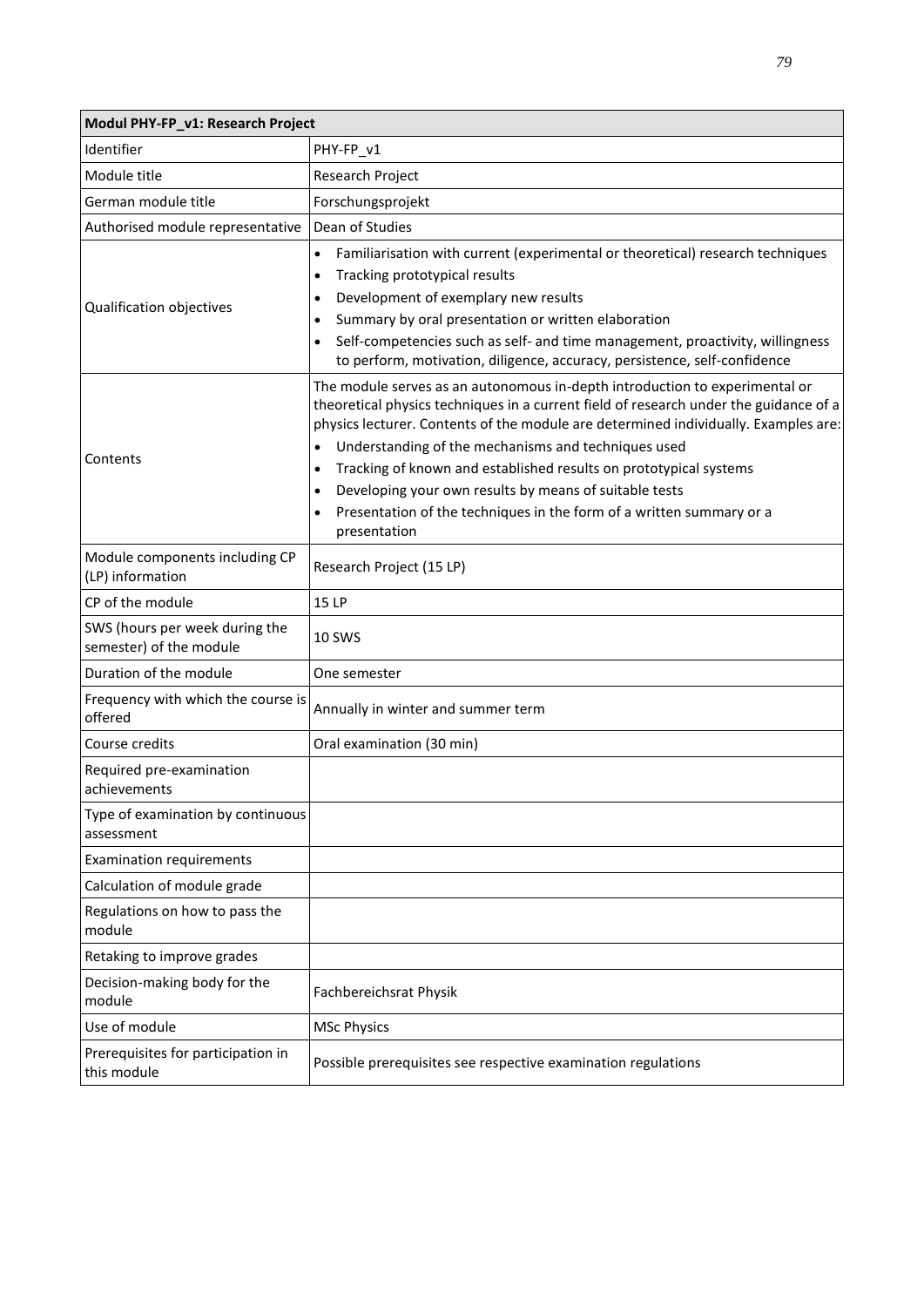| Modul PHY-FP_v1: Research Project | |
|---|---|
| Identifier | PHY-FP_v1 |
| Module title | Research Project |
| German module title | Forschungsprojekt |
| Authorised module representative | Dean of Studies |
| Qualification objectives | • Familiarisation with current (experimental or theoretical) research techniques<br>• Tracking prototypical results<br>• Development of exemplary new results<br>• Summary by oral presentation or written elaboration<br>• Self-competencies such as self- and time management, proactivity, willingness to perform, motivation, diligence, accuracy, persistence, self-confidence |
| Contents | The module serves as an autonomous in-depth introduction to experimental or theoretical physics techniques in a current field of research under the guidance of a physics lecturer. Contents of the module are determined individually. Examples are:<br>• Understanding of the mechanisms and techniques used<br>• Tracking of known and established results on prototypical systems<br>• Developing your own results by means of suitable tests<br>• Presentation of the techniques in the form of a written summary or a presentation |
| Module components including CP (LP) information | Research Project (15 LP) |
| CP of the module | 15 LP |
| SWS (hours per week during the semester) of the module | 10 SWS |
| Duration of the module | One semester |
| Frequency with which the course is offered | Annually in winter and summer term |
| Course credits | Oral examination (30 min) |
| Required pre-examination achievements | |
| Type of examination by continuous assessment | |
| Examination requirements | |
| Calculation of module grade | |
| Regulations on how to pass the module | |
| Retaking to improve grades | |
| Decision-making body for the module | Fachbereichsrat Physik |
| Use of module | MSc Physics |
| Prerequisites for participation in this module | Possible prerequisites see respective examination regulations |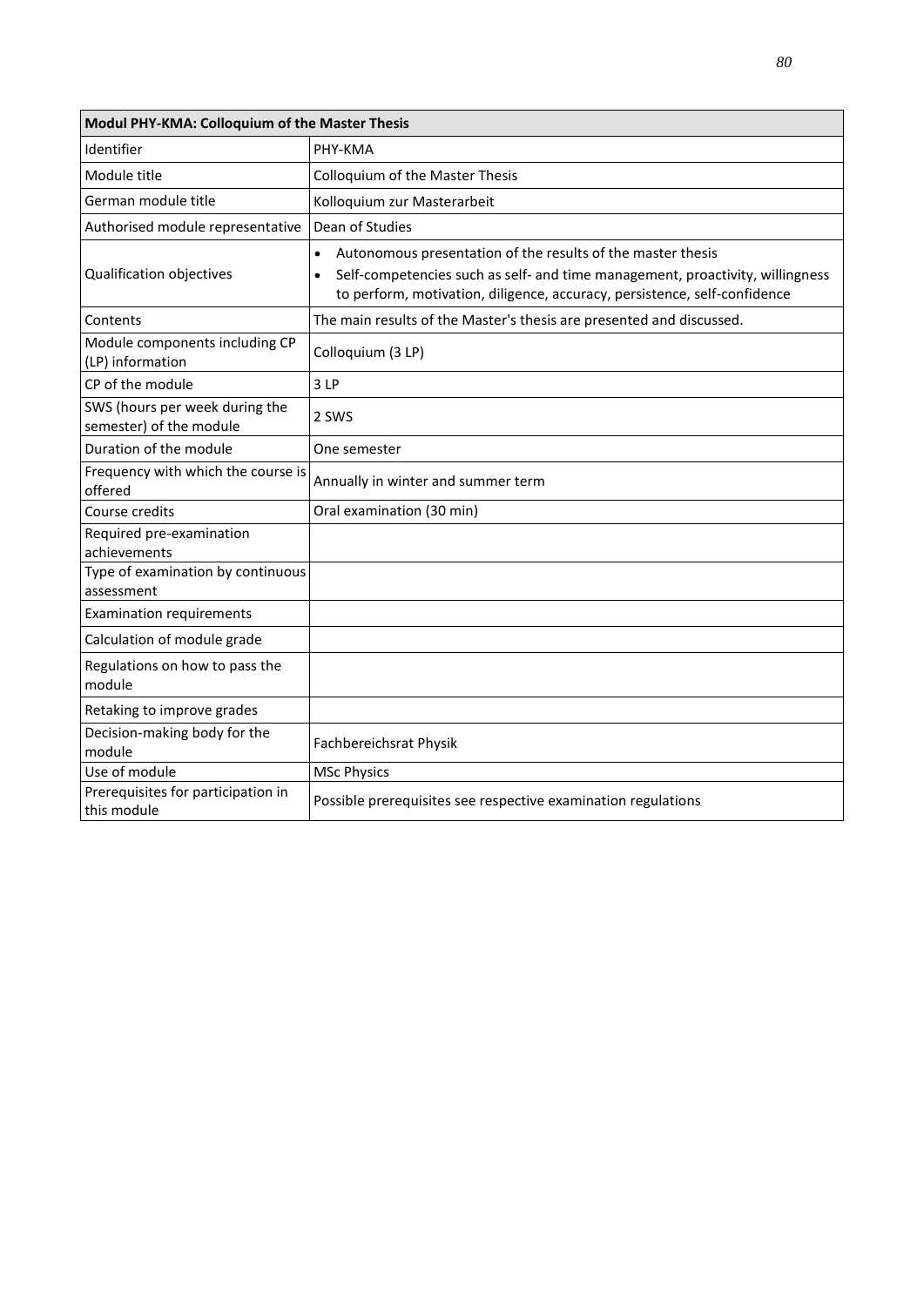| Modul PHY-KMA: Colloquium of the Master Thesis | |
|---|---|
| Identifier | PHY-KMA |
| Module title | Colloquium of the Master Thesis |
| German module title | Kolloquium zur Masterarbeit |
| Authorised module representative | Dean of Studies |
| Qualification objectives | • Autonomous presentation of the results of the master thesis<br>• Self-competencies such as self- and time management, proactivity, willingness to perform, motivation, diligence, accuracy, persistence, self-confidence |
| Contents | The main results of the Master's thesis are presented and discussed. |
| Module components including CP (LP) information | Colloquium (3 LP) |
| CP of the module | 3 LP |
| SWS (hours per week during the semester) of the module | 2 SWS |
| Duration of the module | One semester |
| Frequency with which the course is offered | Annually in winter and summer term |
| Course credits | Oral examination (30 min) |
| Required pre-examination achievements | |
| Type of examination by continuous assessment | |
| Examination requirements | |
| Calculation of module grade | |
| Regulations on how to pass the module | |
| Retaking to improve grades | |
| Decision-making body for the module | Fachbereichsrat Physik |
| Use of module | MSc Physics |
| Prerequisites for participation in this module | Possible prerequisites see respective examination regulations |